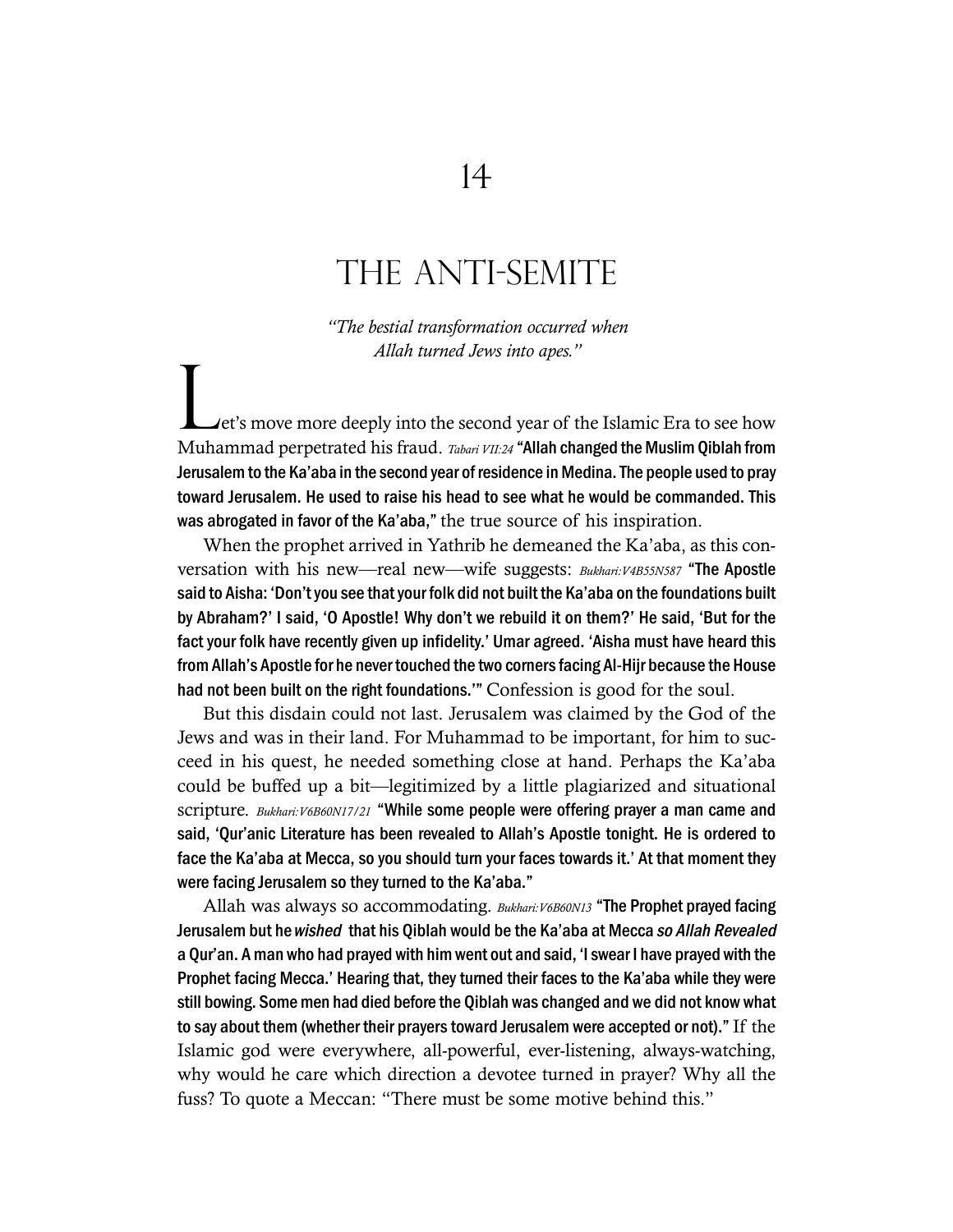# 14

# THE ANTI-SEMITE

*"The bestial transformation occurred when Allah turned Jews into apes."*

Let's move more deeply into the second year of the Islamic Era to see how Muhammad perpetrated his fraud. *Tabari VII:24* **"Allah changed the Muslim Qiblah from Jerusalem to the Ka'aba in the second year of residence in Medina. The people used to pray toward Jerusalem. He used to raise his head to see what he would be commanded. This was abrogated in favor of the Ka'aba,"** the true source of his inspiration.

When the prophet arrived in Yathrib he demeaned the Ka'aba, as this conversation with his new—real new—wife suggests: *Bukhari:V4B55N587* **"The Apostle said to Aisha: 'Don't you see that your folk did not built the Ka'aba on the foundations built by Abraham?' I said, 'O Apostle! Why don't we rebuild it on them?' He said, 'But for the fact your folk have recently given up infidelity.' Umar agreed. 'Aisha must have heard this from Allah's Apostle for he never touched the two corners facing Al-Hijr because the House had not been built on the right foundations.'"** Confession is good for the soul.

But this disdain could not last. Jerusalem was claimed by the God of the Jews and was in their land. For Muhammad to be important, for him to succeed in his quest, he needed something close at hand. Perhaps the Ka'aba could be buffed up a bit—legitimized by a little plagiarized and situational scripture. *Bukhari:V6B60N17/21* **"While some people were offering prayer a man came and said, 'Qur'anic Literature has been revealed to Allah's Apostle tonight. He is ordered to face the Ka'aba at Mecca, so you should turn your faces towards it.' At that moment they were facing Jerusalem so they turned to the Ka'aba."**

Allah was always so accommodating. *Bukhari:V6B60N13* **"The Prophet prayed facing Jerusalem but he *wished* that his Qiblah would be the Ka'aba at Mecca *so Allah Revealed* a Qur'an. A man who had prayed with him went out and said, 'I swear I have prayed with the Prophet facing Mecca.' Hearing that, they turned their faces to the Ka'aba while they were still bowing. Some men had died before the Qiblah was changed and we did not know what to say about them (whether their prayers toward Jerusalem were accepted or not)."** If the Islamic god were everywhere, all-powerful, ever-listening, always-watching, why would he care which direction a devotee turned in prayer? Why all the fuss? To quote a Meccan: "There must be some motive behind this."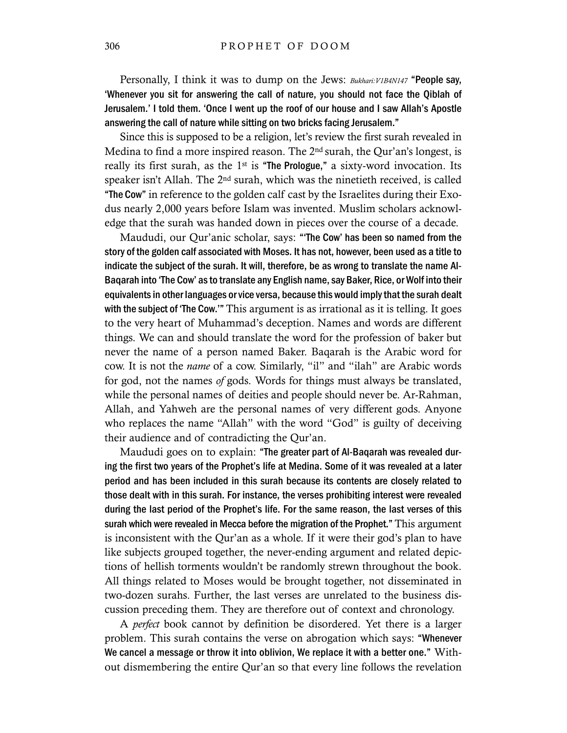Personally, I think it was to dump on the Jews: *Bukhari:V1B4N147* **"People say, 'Whenever you sit for answering the call of nature, you should not face the Qiblah of Jerusalem.' I told them. 'Once I went up the roof of our house and I saw Allah's Apostle answering the call of nature while sitting on two bricks facing Jerusalem."**

Since this is supposed to be a religion, let's review the first surah revealed in Medina to find a more inspired reason. The 2nd surah, the Qur'an's longest, is really its first surah, as the 1st is **"The Prologue,"** a sixty-word invocation. Its speaker isn't Allah. The 2nd surah, which was the ninetieth received, is called **"The Cow"** in reference to the golden calf cast by the Israelites during their Exodus nearly 2,000 years before Islam was invented. Muslim scholars acknowledge that the surah was handed down in pieces over the course of a decade.

Maududi, our Qur'anic scholar, says: **"'The Cow' has been so named from the story of the golden calf associated with Moses. It has not, however, been used as a title to indicate the subject of the surah. It will, therefore, be as wrong to translate the name Al-Baqarah into 'The Cow' as to translate any English name, say Baker, Rice, or Wolf into their equivalents in other languages or vice versa, because this would imply that the surah dealt with the subject of 'The Cow.'"** This argument is as irrational as it is telling. It goes to the very heart of Muhammad's deception. Names and words are different things. We can and should translate the word for the profession of baker but never the name of a person named Baker. Baqarah is the Arabic word for cow. It is not the *name* of a cow. Similarly, "il" and "ilah" are Arabic words for god, not the names *of* gods. Words for things must always be translated, while the personal names of deities and people should never be. Ar-Rahman, Allah, and Yahweh are the personal names of very different gods. Anyone who replaces the name "Allah" with the word "God" is guilty of deceiving their audience and of contradicting the Qur'an.

Maududi goes on to explain: **"The greater part of Al-Baqarah was revealed during the first two years of the Prophet's life at Medina. Some of it was revealed at a later period and has been included in this surah because its contents are closely related to those dealt with in this surah. For instance, the verses prohibiting interest were revealed during the last period of the Prophet's life. For the same reason, the last verses of this surah which were revealed in Mecca before the migration of the Prophet."** This argument is inconsistent with the Qur'an as a whole. If it were their god's plan to have like subjects grouped together, the never-ending argument and related depictions of hellish torments wouldn't be randomly strewn throughout the book. All things related to Moses would be brought together, not disseminated in two-dozen surahs. Further, the last verses are unrelated to the business discussion preceding them. They are therefore out of context and chronology.

A *perfect* book cannot by definition be disordered. Yet there is a larger problem. This surah contains the verse on abrogation which says: **"Whenever We cancel a message or throw it into oblivion, We replace it with a better one."** Without dismembering the entire Qur'an so that every line follows the revelation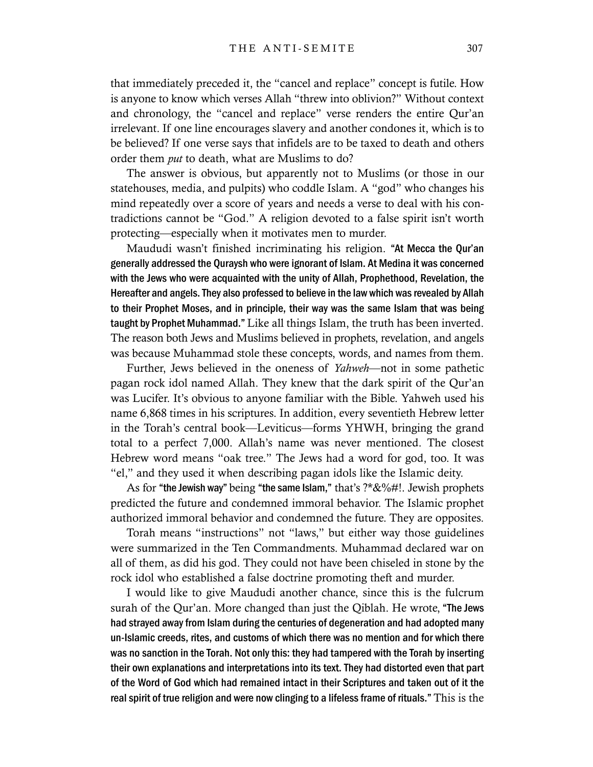that immediately preceded it, the "cancel and replace" concept is futile. How is anyone to know which verses Allah "threw into oblivion?" Without context and chronology, the "cancel and replace" verse renders the entire Qur'an irrelevant. If one line encourages slavery and another condones it, which is to be believed? If one verse says that infidels are to be taxed to death and others order them *put* to death, what are Muslims to do?

The answer is obvious, but apparently not to Muslims (or those in our statehouses, media, and pulpits) who coddle Islam. A "god" who changes his mind repeatedly over a score of years and needs a verse to deal with his contradictions cannot be "God." A religion devoted to a false spirit isn't worth protecting—especially when it motivates men to murder.

Maududi wasn't finished incriminating his religion. **"At Mecca the Qur'an generally addressed the Quraysh who were ignorant of Islam. At Medina it was concerned with the Jews who were acquainted with the unity of Allah, Prophethood, Revelation, the Hereafter and angels. They also professed to believe in the law which was revealed by Allah to their Prophet Moses, and in principle, their way was the same Islam that was being taught by Prophet Muhammad."** Like all things Islam, the truth has been inverted. The reason both Jews and Muslims believed in prophets, revelation, and angels was because Muhammad stole these concepts, words, and names from them.

Further, Jews believed in the oneness of *Yahweh*—not in some pathetic pagan rock idol named Allah. They knew that the dark spirit of the Qur'an was Lucifer. It's obvious to anyone familiar with the Bible. Yahweh used his name 6,868 times in his scriptures. In addition, every seventieth Hebrew letter in the Torah's central book—Leviticus—forms YHWH, bringing the grand total to a perfect 7,000. Allah's name was never mentioned. The closest Hebrew word means "oak tree." The Jews had a word for god, too. It was "el," and they used it when describing pagan idols like the Islamic deity.

As for **"the Jewish way"** being **"the same Islam,"** that's ?*&%#!. Jewish prophets predicted the future and condemned immoral behavior. The Islamic prophet authorized immoral behavior and condemned the future. They are opposites.

Torah means "instructions" not "laws," but either way those guidelines were summarized in the Ten Commandments. Muhammad declared war on all of them, as did his god. They could not have been chiseled in stone by the rock idol who established a false doctrine promoting theft and murder.

I would like to give Maududi another chance, since this is the fulcrum surah of the Qur'an. More changed than just the Qiblah. He wrote, **"The Jews had strayed away from Islam during the centuries of degeneration and had adopted many un-Islamic creeds, rites, and customs of which there was no mention and for which there was no sanction in the Torah. Not only this: they had tampered with the Torah by inserting their own explanations and interpretations into its text. They had distorted even that part of the Word of God which had remained intact in their Scriptures and taken out of it the real spirit of true religion and were now clinging to a lifeless frame of rituals."** This is the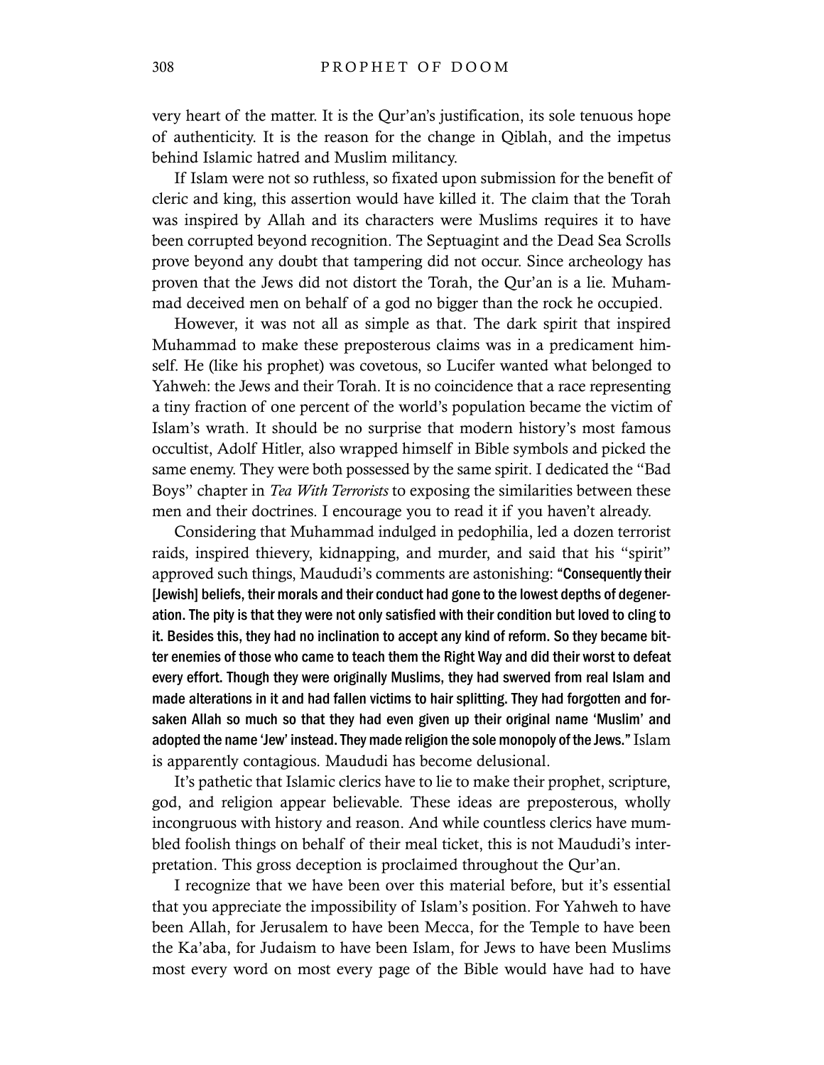very heart of the matter. It is the Qur'an's justification, its sole tenuous hope of authenticity. It is the reason for the change in Qiblah, and the impetus behind Islamic hatred and Muslim militancy.

If Islam were not so ruthless, so fixated upon submission for the benefit of cleric and king, this assertion would have killed it. The claim that the Torah was inspired by Allah and its characters were Muslims requires it to have been corrupted beyond recognition. The Septuagint and the Dead Sea Scrolls prove beyond any doubt that tampering did not occur. Since archeology has proven that the Jews did not distort the Torah, the Qur'an is a lie. Muhammad deceived men on behalf of a god no bigger than the rock he occupied.

However, it was not all as simple as that. The dark spirit that inspired Muhammad to make these preposterous claims was in a predicament himself. He (like his prophet) was covetous, so Lucifer wanted what belonged to Yahweh: the Jews and their Torah. It is no coincidence that a race representing a tiny fraction of one percent of the world's population became the victim of Islam's wrath. It should be no surprise that modern history's most famous occultist, Adolf Hitler, also wrapped himself in Bible symbols and picked the same enemy. They were both possessed by the same spirit. I dedicated the "Bad Boys" chapter in *Tea With Terrorists* to exposing the similarities between these men and their doctrines. I encourage you to read it if you haven't already.

Considering that Muhammad indulged in pedophilia, led a dozen terrorist raids, inspired thievery, kidnapping, and murder, and said that his "spirit" approved such things, Maududi's comments are astonishing: **"Consequently their [Jewish] beliefs, their morals and their conduct had gone to the lowest depths of degeneration. The pity is that they were not only satisfied with their condition but loved to cling to it. Besides this, they had no inclination to accept any kind of reform. So they became bitter enemies of those who came to teach them the Right Way and did their worst to defeat every effort. Though they were originally Muslims, they had swerved from real Islam and made alterations in it and had fallen victims to hair splitting. They had forgotten and forsaken Allah so much so that they had even given up their original name 'Muslim' and adopted the name 'Jew' instead. They made religion the sole monopoly of the Jews."** Islam is apparently contagious. Maududi has become delusional.

It's pathetic that Islamic clerics have to lie to make their prophet, scripture, god, and religion appear believable. These ideas are preposterous, wholly incongruous with history and reason. And while countless clerics have mumbled foolish things on behalf of their meal ticket, this is not Maududi's interpretation. This gross deception is proclaimed throughout the Qur'an.

I recognize that we have been over this material before, but it's essential that you appreciate the impossibility of Islam's position. For Yahweh to have been Allah, for Jerusalem to have been Mecca, for the Temple to have been the Ka'aba, for Judaism to have been Islam, for Jews to have been Muslims most every word on most every page of the Bible would have had to have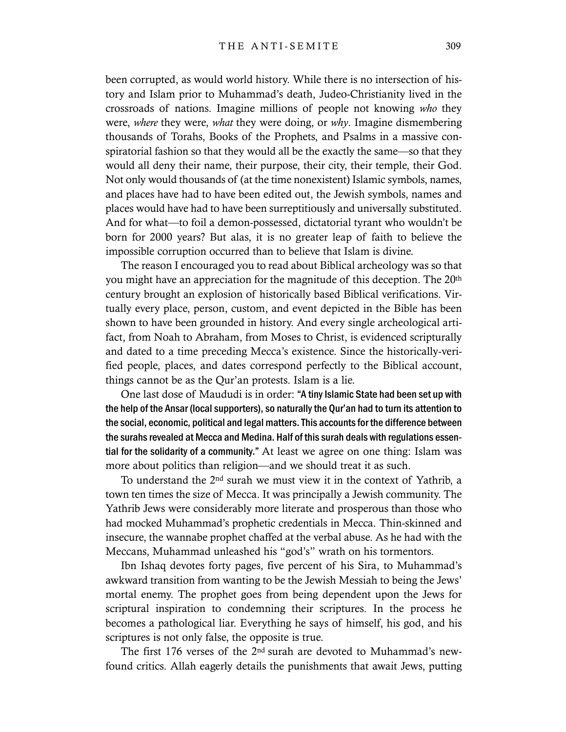been corrupted, as would world history. While there is no intersection of history and Islam prior to Muhammad's death, Judeo-Christianity lived in the crossroads of nations. Imagine millions of people not knowing *who* they were, *where* they were, *what* they were doing, or *why*. Imagine dismembering thousands of Torahs, Books of the Prophets, and Psalms in a massive conspiratorial fashion so that they would all be the exactly the same—so that they would all deny their name, their purpose, their city, their temple, their God. Not only would thousands of (at the time nonexistent) Islamic symbols, names, and places have had to have been edited out, the Jewish symbols, names and places would have had to have been surreptitiously and universally substituted. And for what—to foil a demon-possessed, dictatorial tyrant who wouldn't be born for 2000 years? But alas, it is no greater leap of faith to believe the impossible corruption occurred than to believe that Islam is divine.

The reason I encouraged you to read about Biblical archeology was so that you might have an appreciation for the magnitude of this deception. The 20th century brought an explosion of historically based Biblical verifications. Virtually every place, person, custom, and event depicted in the Bible has been shown to have been grounded in history. And every single archeological artifact, from Noah to Abraham, from Moses to Christ, is evidenced scripturally and dated to a time preceding Mecca's existence. Since the historically-verified people, places, and dates correspond perfectly to the Biblical account, things cannot be as the Qur'an protests. Islam is a lie.

One last dose of Maududi is in order: **"A tiny Islamic State had been set up with the help of the Ansar (local supporters), so naturally the Qur'an had to turn its attention to the social, economic, political and legal matters. This accounts for the difference between the surahs revealed at Mecca and Medina. Half of this surah deals with regulations essential for the solidarity of a community."** At least we agree on one thing: Islam was more about politics than religion—and we should treat it as such.

To understand the 2nd surah we must view it in the context of Yathrib, a town ten times the size of Mecca. It was principally a Jewish community. The Yathrib Jews were considerably more literate and prosperous than those who had mocked Muhammad's prophetic credentials in Mecca. Thin-skinned and insecure, the wannabe prophet chaffed at the verbal abuse. As he had with the Meccans, Muhammad unleashed his "god's" wrath on his tormentors.

Ibn Ishaq devotes forty pages, five percent of his Sira, to Muhammad's awkward transition from wanting to be the Jewish Messiah to being the Jews' mortal enemy. The prophet goes from being dependent upon the Jews for scriptural inspiration to condemning their scriptures. In the process he becomes a pathological liar. Everything he says of himself, his god, and his scriptures is not only false, the opposite is true.

The first 176 verses of the 2nd surah are devoted to Muhammad's newfound critics. Allah eagerly details the punishments that await Jews, putting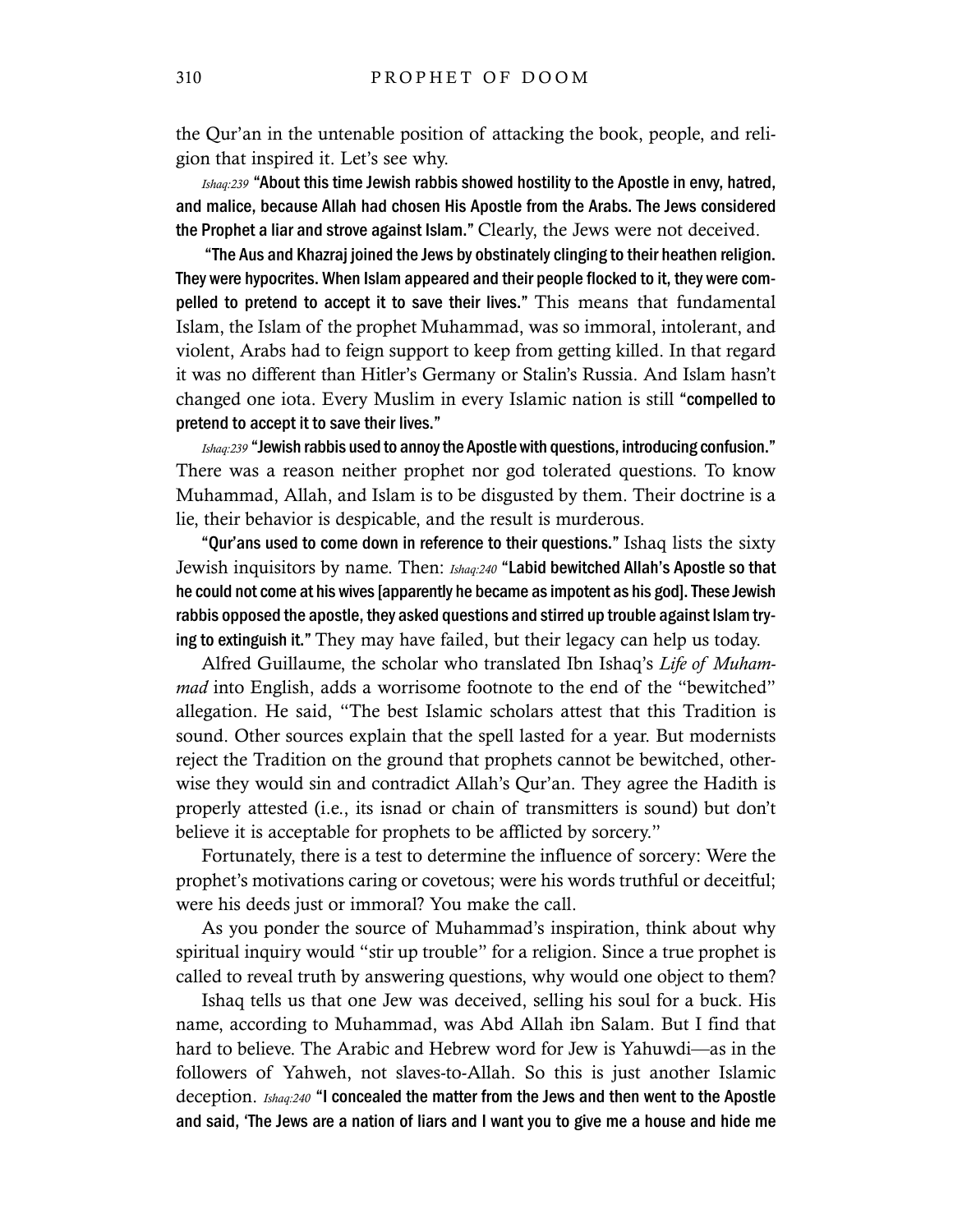the Qur'an in the untenable position of attacking the book, people, and religion that inspired it. Let's see why.

*Ishaq:239* **"About this time Jewish rabbis showed hostility to the Apostle in envy, hatred, and malice, because Allah had chosen His Apostle from the Arabs. The Jews considered the Prophet a liar and strove against Islam."** Clearly, the Jews were not deceived.

**"The Aus and Khazraj joined the Jews by obstinately clinging to their heathen religion. They were hypocrites. When Islam appeared and their people flocked to it, they were compelled to pretend to accept it to save their lives."** This means that fundamental Islam, the Islam of the prophet Muhammad, was so immoral, intolerant, and violent, Arabs had to feign support to keep from getting killed. In that regard it was no different than Hitler's Germany or Stalin's Russia. And Islam hasn't changed one iota. Every Muslim in every Islamic nation is still **"compelled to pretend to accept it to save their lives."**

*Ishaq:239* **"Jewish rabbis used to annoy the Apostle with questions, introducing confusion."** There was a reason neither prophet nor god tolerated questions. To know Muhammad, Allah, and Islam is to be disgusted by them. Their doctrine is a lie, their behavior is despicable, and the result is murderous.

**"Qur'ans used to come down in reference to their questions."** Ishaq lists the sixty Jewish inquisitors by name. Then: *Ishaq:240* **"Labid bewitched Allah's Apostle so that he could not come at his wives [apparently he became as impotent as his god]. These Jewish rabbis opposed the apostle, they asked questions and stirred up trouble against Islam trying to extinguish it."** They may have failed, but their legacy can help us today.

Alfred Guillaume, the scholar who translated Ibn Ishaq's *Life of Muhammad* into English, adds a worrisome footnote to the end of the "bewitched" allegation. He said, "The best Islamic scholars attest that this Tradition is sound. Other sources explain that the spell lasted for a year. But modernists reject the Tradition on the ground that prophets cannot be bewitched, otherwise they would sin and contradict Allah's Qur'an. They agree the Hadith is properly attested (i.e., its isnad or chain of transmitters is sound) but don't believe it is acceptable for prophets to be afflicted by sorcery."

Fortunately, there is a test to determine the influence of sorcery: Were the prophet's motivations caring or covetous; were his words truthful or deceitful; were his deeds just or immoral? You make the call.

As you ponder the source of Muhammad's inspiration, think about why spiritual inquiry would "stir up trouble" for a religion. Since a true prophet is called to reveal truth by answering questions, why would one object to them?

Ishaq tells us that one Jew was deceived, selling his soul for a buck. His name, according to Muhammad, was Abd Allah ibn Salam. But I find that hard to believe. The Arabic and Hebrew word for Jew is Yahuwdi—as in the followers of Yahweh, not slaves-to-Allah. So this is just another Islamic deception. *Ishaq:240* **"I concealed the matter from the Jews and then went to the Apostle and said, 'The Jews are a nation of liars and I want you to give me a house and hide me**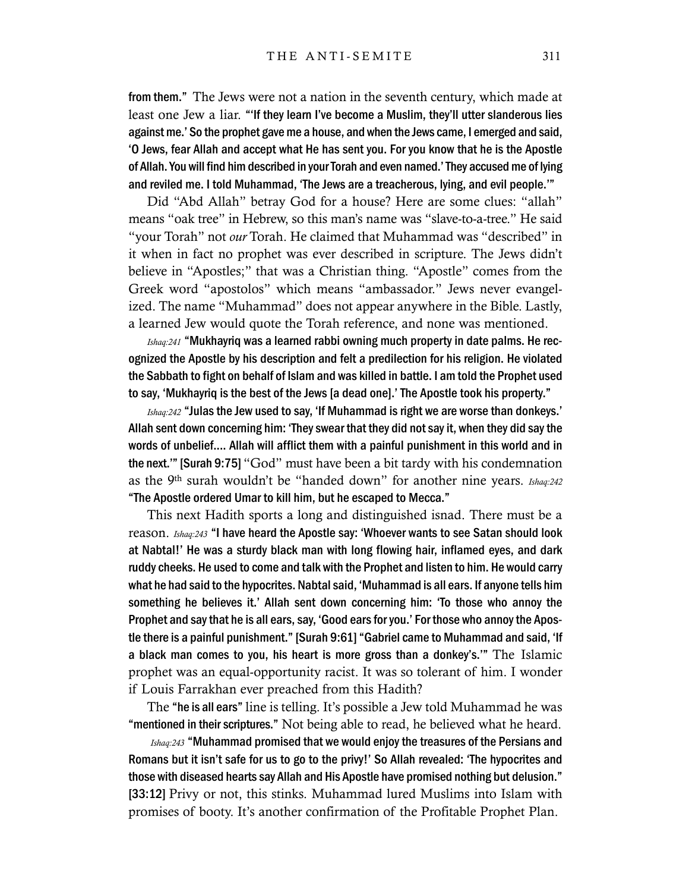**from them."** The Jews were not a nation in the seventh century, which made at least one Jew a liar. **"'If they learn I've become a Muslim, they'll utter slanderous lies against me.' So the prophet gave me a house, and when the Jews came, I emerged and said, 'O Jews, fear Allah and accept what He has sent you. For you know that he is the Apostle of Allah. You will find him described in your Torah and even named.' They accused me of lying and reviled me. I told Muhammad, 'The Jews are a treacherous, lying, and evil people.'"**

Did "Abd Allah" betray God for a house? Here are some clues: "allah" means "oak tree" in Hebrew, so this man's name was "slave-to-a-tree." He said "your Torah" not *our* Torah. He claimed that Muhammad was "described" in it when in fact no prophet was ever described in scripture. The Jews didn't believe in "Apostles;" that was a Christian thing. "Apostle" comes from the Greek word "apostolos" which means "ambassador." Jews never evangelized. The name "Muhammad" does not appear anywhere in the Bible. Lastly, a learned Jew would quote the Torah reference, and none was mentioned.

*Ishaq:241* **"Mukhayriq was a learned rabbi owning much property in date palms. He recognized the Apostle by his description and felt a predilection for his religion. He violated the Sabbath to fight on behalf of Islam and was killed in battle. I am told the Prophet used to say, 'Mukhayriq is the best of the Jews [a dead one].' The Apostle took his property."**

*Ishaq:242* **"Julas the Jew used to say, 'If Muhammad is right we are worse than donkeys.' Allah sent down concerning him: 'They swear that they did not say it, when they did say the words of unbelief.... Allah will afflict them with a painful punishment in this world and in the next.'" [Surah 9:75]** "God" must have been a bit tardy with his condemnation as the 9th surah wouldn't be "handed down" for another nine years. *Ishaq:242* **"The Apostle ordered Umar to kill him, but he escaped to Mecca."**

This next Hadith sports a long and distinguished isnad. There must be a reason. *Ishaq:243* **"I have heard the Apostle say: 'Whoever wants to see Satan should look at Nabtal!' He was a sturdy black man with long flowing hair, inflamed eyes, and dark ruddy cheeks. He used to come and talk with the Prophet and listen to him. He would carry what he had said to the hypocrites. Nabtal said, 'Muhammad is all ears. If anyone tells him something he believes it.' Allah sent down concerning him: 'To those who annoy the Prophet and say that he is all ears, say, 'Good ears for you.' For those who annoy the Apostle there is a painful punishment." [Surah 9:61] "Gabriel came to Muhammad and said, 'If a black man comes to you, his heart is more gross than a donkey's.'"** The Islamic prophet was an equal-opportunity racist. It was so tolerant of him. I wonder if Louis Farrakhan ever preached from this Hadith?

The **"he is all ears"** line is telling. It's possible a Jew told Muhammad he was **"mentioned in their scriptures."** Not being able to read, he believed what he heard.

*Ishaq:243* **"Muhammad promised that we would enjoy the treasures of the Persians and Romans but it isn't safe for us to go to the privy!' So Allah revealed: 'The hypocrites and those with diseased hearts say Allah and His Apostle have promised nothing but delusion." [33:12]** Privy or not, this stinks. Muhammad lured Muslims into Islam with promises of booty. It's another confirmation of the Profitable Prophet Plan.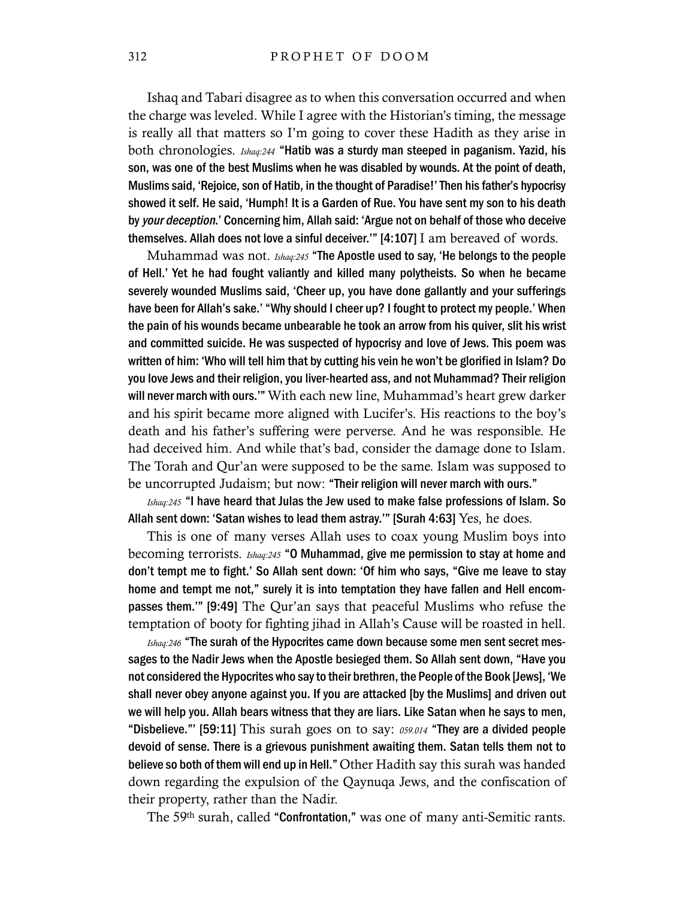Ishaq and Tabari disagree as to when this conversation occurred and when the charge was leveled. While I agree with the Historian's timing, the message is really all that matters so I'm going to cover these Hadith as they arise in both chronologies. *Ishaq:244* **"Hatib was a sturdy man steeped in paganism. Yazid, his son, was one of the best Muslims when he was disabled by wounds. At the point of death, Muslims said, 'Rejoice, son of Hatib, in the thought of Paradise!' Then his father's hypocrisy showed it self. He said, 'Humph! It is a Garden of Rue. You have sent my son to his death by *your deception*.' Concerning him, Allah said: 'Argue not on behalf of those who deceive themselves. Allah does not love a sinful deceiver.'" [4:107]** I am bereaved of words.

Muhammad was not. *Ishaq:245* **"The Apostle used to say, 'He belongs to the people of Hell.' Yet he had fought valiantly and killed many polytheists. So when he became severely wounded Muslims said, 'Cheer up, you have done gallantly and your sufferings have been for Allah's sake.' "Why should I cheer up? I fought to protect my people.' When the pain of his wounds became unbearable he took an arrow from his quiver, slit his wrist and committed suicide. He was suspected of hypocrisy and love of Jews. This poem was written of him: 'Who will tell him that by cutting his vein he won't be glorified in Islam? Do you love Jews and their religion, you liver-hearted ass, and not Muhammad? Their religion will never march with ours.'"** With each new line, Muhammad's heart grew darker and his spirit became more aligned with Lucifer's. His reactions to the boy's death and his father's suffering were perverse. And he was responsible. He had deceived him. And while that's bad, consider the damage done to Islam. The Torah and Qur'an were supposed to be the same. Islam was supposed to be uncorrupted Judaism; but now: **"Their religion will never march with ours."**

*Ishaq:245* **"I have heard that Julas the Jew used to make false professions of Islam. So Allah sent down: 'Satan wishes to lead them astray.'" [Surah 4:63]** Yes, he does.

This is one of many verses Allah uses to coax young Muslim boys into becoming terrorists. *Ishaq:245* **"O Muhammad, give me permission to stay at home and don't tempt me to fight.' So Allah sent down: 'Of him who says, "Give me leave to stay home and tempt me not," surely it is into temptation they have fallen and Hell encompasses them.'" [9:49]** The Qur'an says that peaceful Muslims who refuse the temptation of booty for fighting jihad in Allah's Cause will be roasted in hell.

*Ishaq:246* **"The surah of the Hypocrites came down because some men sent secret messages to the Nadir Jews when the Apostle besieged them. So Allah sent down, "Have you not considered the Hypocrites who say to their brethren, the People of the Book [Jews], 'We shall never obey anyone against you. If you are attacked [by the Muslims] and driven out we will help you. Allah bears witness that they are liars. Like Satan when he says to men, "Disbelieve."' [59:11]** This surah goes on to say: *059.014* **"They are a divided people devoid of sense. There is a grievous punishment awaiting them. Satan tells them not to believe so both of them will end up in Hell."** Other Hadith say this surah was handed down regarding the expulsion of the Qaynuqa Jews, and the confiscation of their property, rather than the Nadir.

The 59th surah, called **"Confrontation,"** was one of many anti-Semitic rants.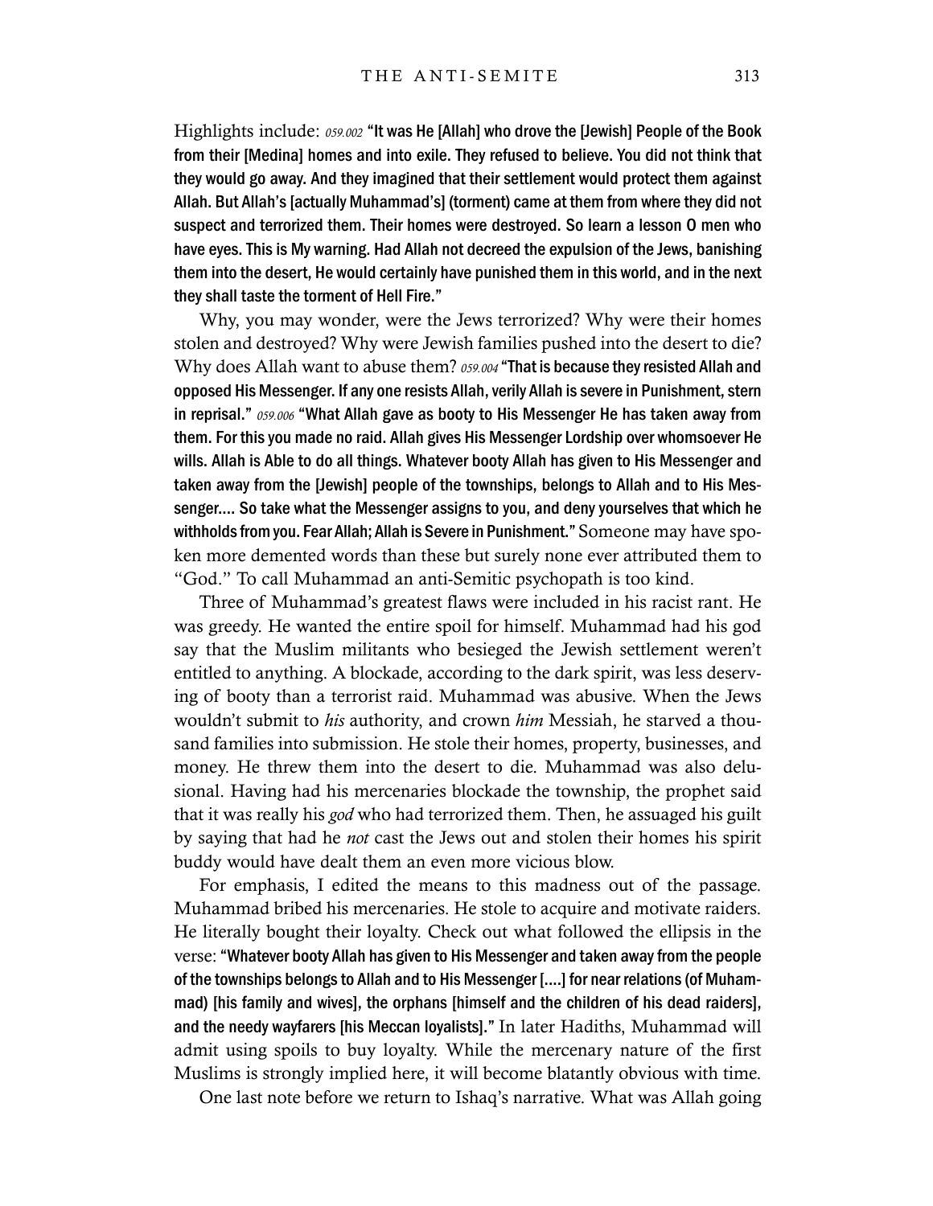Highlights include: *059.002* **"It was He [Allah] who drove the [Jewish] People of the Book from their [Medina] homes and into exile. They refused to believe. You did not think that they would go away. And they imagined that their settlement would protect them against Allah. But Allah's [actually Muhammad's] (torment) came at them from where they did not suspect and terrorized them. Their homes were destroyed. So learn a lesson O men who have eyes. This is My warning. Had Allah not decreed the expulsion of the Jews, banishing them into the desert, He would certainly have punished them in this world, and in the next they shall taste the torment of Hell Fire."**

Why, you may wonder, were the Jews terrorized? Why were their homes stolen and destroyed? Why were Jewish families pushed into the desert to die? Why does Allah want to abuse them? *059.004* **"That is because they resisted Allah and opposed His Messenger. If any one resists Allah, verily Allah is severe in Punishment, stern in reprisal."** *059.006* **"What Allah gave as booty to His Messenger He has taken away from them. For this you made no raid. Allah gives His Messenger Lordship over whomsoever He wills. Allah is Able to do all things. Whatever booty Allah has given to His Messenger and taken away from the [Jewish] people of the townships, belongs to Allah and to His Messenger.... So take what the Messenger assigns to you, and deny yourselves that which he withholds from you. Fear Allah; Allah is Severe in Punishment."** Someone may have spoken more demented words than these but surely none ever attributed them to "God." To call Muhammad an anti-Semitic psychopath is too kind.

Three of Muhammad's greatest flaws were included in his racist rant. He was greedy. He wanted the entire spoil for himself. Muhammad had his god say that the Muslim militants who besieged the Jewish settlement weren't entitled to anything. A blockade, according to the dark spirit, was less deserving of booty than a terrorist raid. Muhammad was abusive. When the Jews wouldn't submit to *his* authority, and crown *him* Messiah, he starved a thousand families into submission. He stole their homes, property, businesses, and money. He threw them into the desert to die. Muhammad was also delusional. Having had his mercenaries blockade the township, the prophet said that it was really his *god* who had terrorized them. Then, he assuaged his guilt by saying that had he *not* cast the Jews out and stolen their homes his spirit buddy would have dealt them an even more vicious blow.

For emphasis, I edited the means to this madness out of the passage. Muhammad bribed his mercenaries. He stole to acquire and motivate raiders. He literally bought their loyalty. Check out what followed the ellipsis in the verse: **"Whatever booty Allah has given to His Messenger and taken away from the people of the townships belongs to Allah and to His Messenger [....] for near relations (of Muhammad) [his family and wives], the orphans [himself and the children of his dead raiders], and the needy wayfarers [his Meccan loyalists]."** In later Hadiths, Muhammad will admit using spoils to buy loyalty. While the mercenary nature of the first Muslims is strongly implied here, it will become blatantly obvious with time.

One last note before we return to Ishaq's narrative. What was Allah going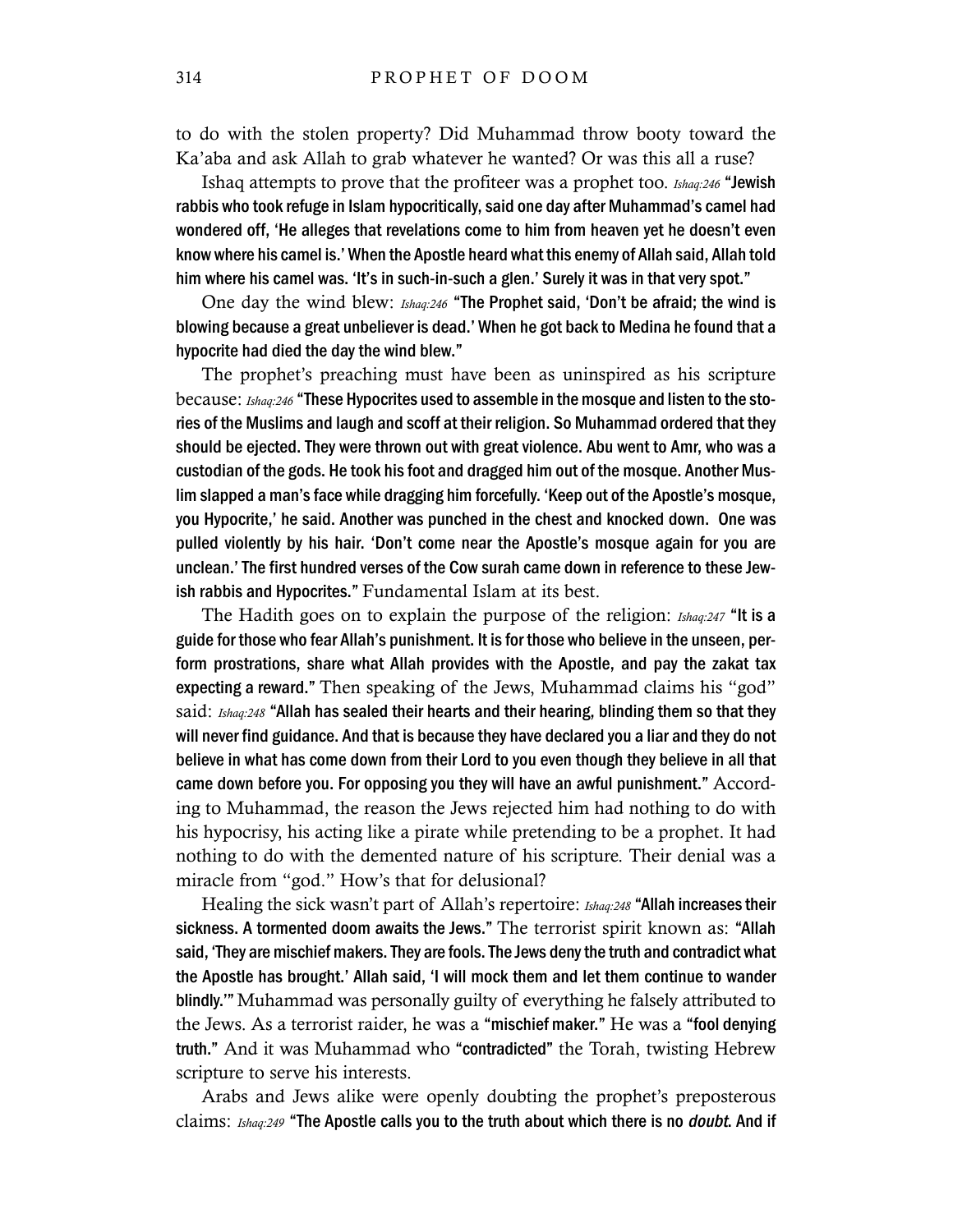to do with the stolen property? Did Muhammad throw booty toward the Ka'aba and ask Allah to grab whatever he wanted? Or was this all a ruse?

Ishaq attempts to prove that the profiteer was a prophet too. *Ishaq:246* **"Jewish rabbis who took refuge in Islam hypocritically, said one day after Muhammad's camel had wondered off, 'He alleges that revelations come to him from heaven yet he doesn't even know where his camel is.' When the Apostle heard what this enemy of Allah said, Allah told him where his camel was. 'It's in such-in-such a glen.' Surely it was in that very spot."**

One day the wind blew: *Ishaq:246* **"The Prophet said, 'Don't be afraid; the wind is blowing because a great unbeliever is dead.' When he got back to Medina he found that a hypocrite had died the day the wind blew."**

The prophet's preaching must have been as uninspired as his scripture because: *Ishaq:246* **"These Hypocrites used to assemble in the mosque and listen to the stories of the Muslims and laugh and scoff at their religion. So Muhammad ordered that they should be ejected. They were thrown out with great violence. Abu went to Amr, who was a custodian of the gods. He took his foot and dragged him out of the mosque. Another Muslim slapped a man's face while dragging him forcefully. 'Keep out of the Apostle's mosque, you Hypocrite,' he said. Another was punched in the chest and knocked down. One was pulled violently by his hair. 'Don't come near the Apostle's mosque again for you are unclean.' The first hundred verses of the Cow surah came down in reference to these Jewish rabbis and Hypocrites."** Fundamental Islam at its best.

The Hadith goes on to explain the purpose of the religion: *Ishaq:247* **"It is a guide for those who fear Allah's punishment. It is for those who believe in the unseen, perform prostrations, share what Allah provides with the Apostle, and pay the zakat tax expecting a reward."** Then speaking of the Jews, Muhammad claims his "god" said: *Ishaq:248* **"Allah has sealed their hearts and their hearing, blinding them so that they will never find guidance. And that is because they have declared you a liar and they do not believe in what has come down from their Lord to you even though they believe in all that came down before you. For opposing you they will have an awful punishment."** According to Muhammad, the reason the Jews rejected him had nothing to do with his hypocrisy, his acting like a pirate while pretending to be a prophet. It had nothing to do with the demented nature of his scripture. Their denial was a miracle from "god." How's that for delusional?

Healing the sick wasn't part of Allah's repertoire: *Ishaq:248* **"Allah increases their sickness. A tormented doom awaits the Jews."** The terrorist spirit known as: **"Allah said, 'They are mischief makers. They are fools. The Jews deny the truth and contradict what the Apostle has brought.' Allah said, 'I will mock them and let them continue to wander blindly.'"** Muhammad was personally guilty of everything he falsely attributed to the Jews. As a terrorist raider, he was a **"mischief maker."** He was a **"fool denying truth."** And it was Muhammad who **"contradicted"** the Torah, twisting Hebrew scripture to serve his interests.

Arabs and Jews alike were openly doubting the prophet's preposterous claims: *Ishaq:249* **"The Apostle calls you to the truth about which there is no *doubt*. And if**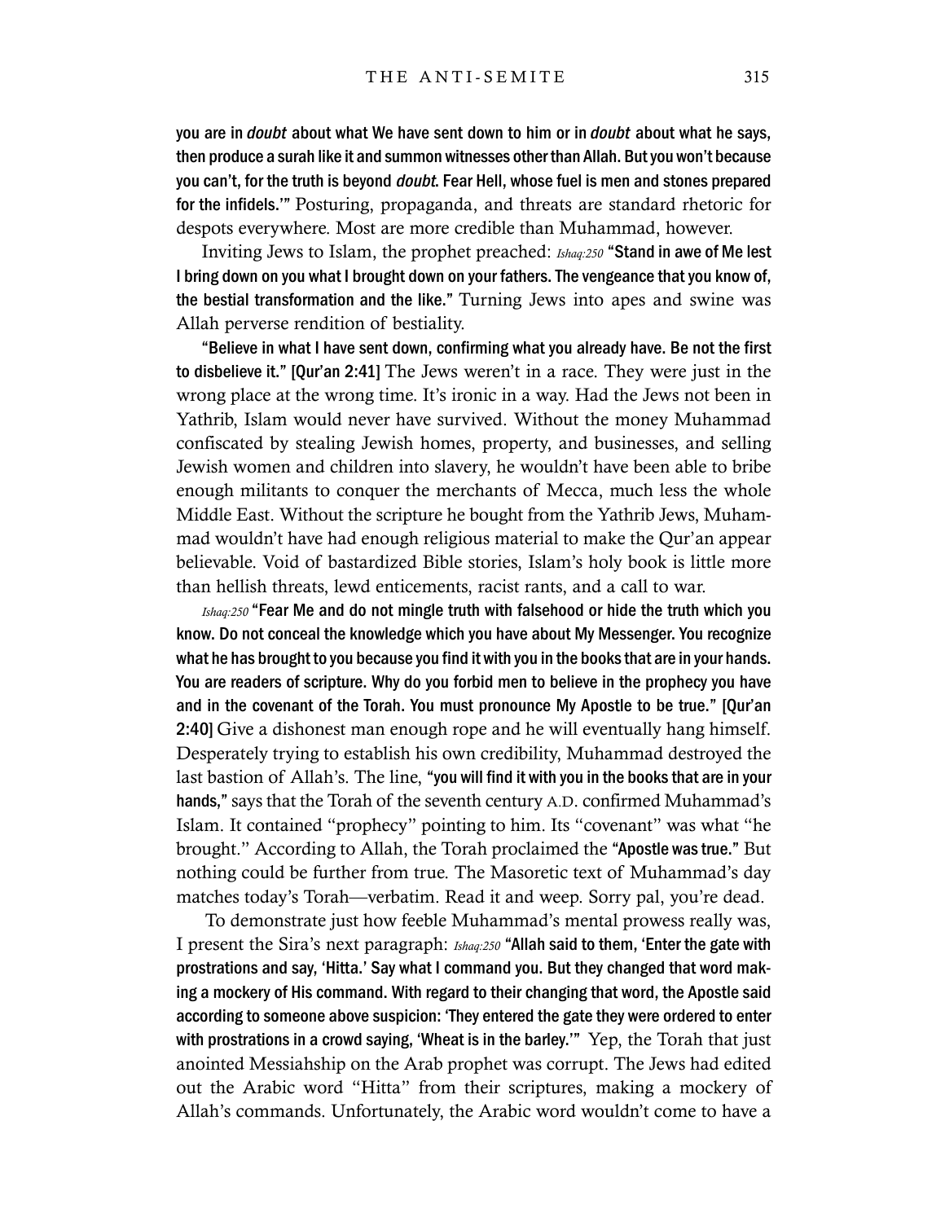you are in *doubt* about what We have sent down to him or in *doubt* about what he says, then produce a surah like it and summon witnesses other than Allah. But you won't because you can't, for the truth is beyond *doubt*. Fear Hell, whose fuel is men and stones prepared for the infidels.'" Posturing, propaganda, and threats are standard rhetoric for despots everywhere. Most are more credible than Muhammad, however.

Inviting Jews to Islam, the prophet preached: *Ishaq:250* "Stand in awe of Me lest I bring down on you what I brought down on your fathers. The vengeance that you know of, the bestial transformation and the like." Turning Jews into apes and swine was Allah perverse rendition of bestiality.

"Believe in what I have sent down, confirming what you already have. Be not the first to disbelieve it." [Qur'an 2:41] The Jews weren't in a race. They were just in the wrong place at the wrong time. It's ironic in a way. Had the Jews not been in Yathrib, Islam would never have survived. Without the money Muhammad confiscated by stealing Jewish homes, property, and businesses, and selling Jewish women and children into slavery, he wouldn't have been able to bribe enough militants to conquer the merchants of Mecca, much less the whole Middle East. Without the scripture he bought from the Yathrib Jews, Muhammad wouldn't have had enough religious material to make the Qur'an appear believable. Void of bastardized Bible stories, Islam's holy book is little more than hellish threats, lewd enticements, racist rants, and a call to war.

*Ishaq:250* "Fear Me and do not mingle truth with falsehood or hide the truth which you know. Do not conceal the knowledge which you have about My Messenger. You recognize what he has brought to you because you find it with you in the books that are in your hands. You are readers of scripture. Why do you forbid men to believe in the prophecy you have and in the covenant of the Torah. You must pronounce My Apostle to be true." [Qur'an 2:40] Give a dishonest man enough rope and he will eventually hang himself. Desperately trying to establish his own credibility, Muhammad destroyed the last bastion of Allah's. The line, "you will find it with you in the books that are in your hands," says that the Torah of the seventh century A.D. confirmed Muhammad's Islam. It contained "prophecy" pointing to him. Its "covenant" was what "he brought." According to Allah, the Torah proclaimed the "Apostle was true." But nothing could be further from true. The Masoretic text of Muhammad's day matches today's Torah—verbatim. Read it and weep. Sorry pal, you're dead.

To demonstrate just how feeble Muhammad's mental prowess really was, I present the Sira's next paragraph: *Ishaq:250* "Allah said to them, 'Enter the gate with prostrations and say, 'Hitta.' Say what I command you. But they changed that word making a mockery of His command. With regard to their changing that word, the Apostle said according to someone above suspicion: 'They entered the gate they were ordered to enter with prostrations in a crowd saying, 'Wheat is in the barley.'" Yep, the Torah that just anointed Messiahship on the Arab prophet was corrupt. The Jews had edited out the Arabic word "Hitta" from their scriptures, making a mockery of Allah's commands. Unfortunately, the Arabic word wouldn't come to have a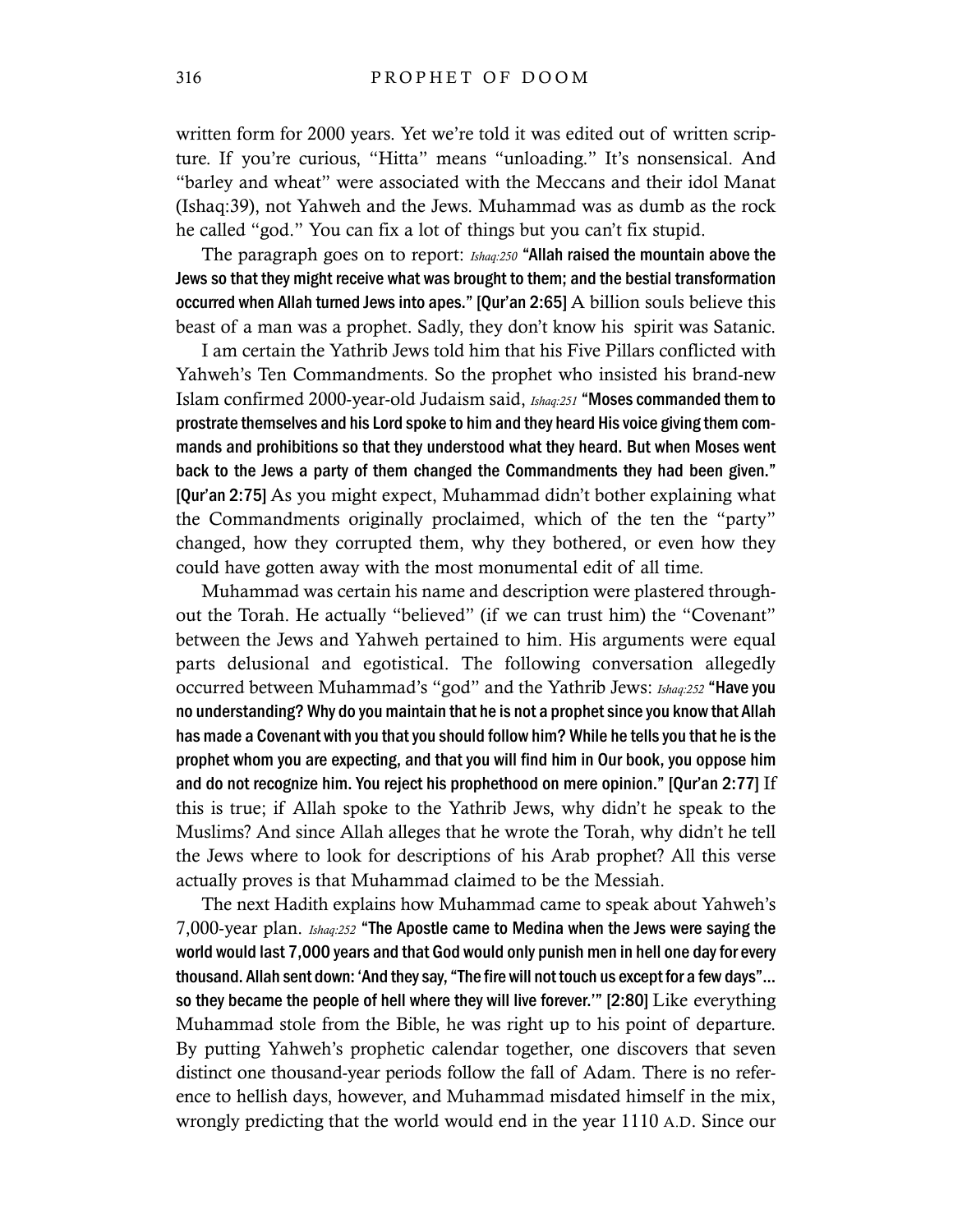written form for 2000 years. Yet we're told it was edited out of written scripture. If you're curious, "Hitta" means "unloading." It's nonsensical. And "barley and wheat" were associated with the Meccans and their idol Manat (Ishaq:39), not Yahweh and the Jews. Muhammad was as dumb as the rock he called "god." You can fix a lot of things but you can't fix stupid.

The paragraph goes on to report: *Ishaq:250* **"Allah raised the mountain above the Jews so that they might receive what was brought to them; and the bestial transformation occurred when Allah turned Jews into apes." [Qur'an 2:65]** A billion souls believe this beast of a man was a prophet. Sadly, they don't know his spirit was Satanic.

I am certain the Yathrib Jews told him that his Five Pillars conflicted with Yahweh's Ten Commandments. So the prophet who insisted his brand-new Islam confirmed 2000-year-old Judaism said, *Ishaq:251* **"Moses commanded them to prostrate themselves and his Lord spoke to him and they heard His voice giving them commands and prohibitions so that they understood what they heard. But when Moses went back to the Jews a party of them changed the Commandments they had been given." [Qur'an 2:75]** As you might expect, Muhammad didn't bother explaining what the Commandments originally proclaimed, which of the ten the "party" changed, how they corrupted them, why they bothered, or even how they could have gotten away with the most monumental edit of all time.

Muhammad was certain his name and description were plastered throughout the Torah. He actually "believed" (if we can trust him) the "Covenant" between the Jews and Yahweh pertained to him. His arguments were equal parts delusional and egotistical. The following conversation allegedly occurred between Muhammad's "god" and the Yathrib Jews: *Ishaq:252* **"Have you no understanding? Why do you maintain that he is not a prophet since you know that Allah has made a Covenant with you that you should follow him? While he tells you that he is the prophet whom you are expecting, and that you will find him in Our book, you oppose him and do not recognize him. You reject his prophethood on mere opinion." [Qur'an 2:77]** If this is true; if Allah spoke to the Yathrib Jews, why didn't he speak to the Muslims? And since Allah alleges that he wrote the Torah, why didn't he tell the Jews where to look for descriptions of his Arab prophet? All this verse actually proves is that Muhammad claimed to be the Messiah.

The next Hadith explains how Muhammad came to speak about Yahweh's 7,000-year plan. *Ishaq:252* **"The Apostle came to Medina when the Jews were saying the world would last 7,000 years and that God would only punish men in hell one day for every thousand. Allah sent down: 'And they say, "The fire will not touch us except for a few days"… so they became the people of hell where they will live forever.'" [2:80]** Like everything Muhammad stole from the Bible, he was right up to his point of departure. By putting Yahweh's prophetic calendar together, one discovers that seven distinct one thousand-year periods follow the fall of Adam. There is no reference to hellish days, however, and Muhammad misdated himself in the mix, wrongly predicting that the world would end in the year 1110 A.D. Since our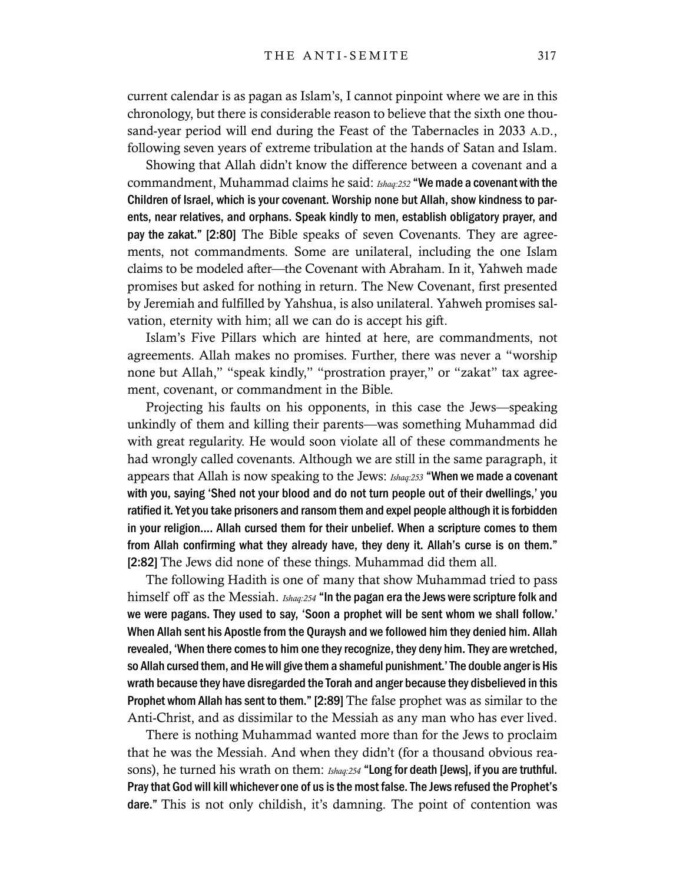current calendar is as pagan as Islam's, I cannot pinpoint where we are in this chronology, but there is considerable reason to believe that the sixth one thousand-year period will end during the Feast of the Tabernacles in 2033 A.D., following seven years of extreme tribulation at the hands of Satan and Islam.

Showing that Allah didn't know the difference between a covenant and a commandment, Muhammad claims he said: *Ishaq:252* **"We made a covenant with the Children of Israel, which is your covenant. Worship none but Allah, show kindness to parents, near relatives, and orphans. Speak kindly to men, establish obligatory prayer, and pay the zakat." [2:80]** The Bible speaks of seven Covenants. They are agreements, not commandments. Some are unilateral, including the one Islam claims to be modeled after—the Covenant with Abraham. In it, Yahweh made promises but asked for nothing in return. The New Covenant, first presented by Jeremiah and fulfilled by Yahshua, is also unilateral. Yahweh promises salvation, eternity with him; all we can do is accept his gift.

Islam's Five Pillars which are hinted at here, are commandments, not agreements. Allah makes no promises. Further, there was never a "worship none but Allah," "speak kindly," "prostration prayer," or "zakat" tax agreement, covenant, or commandment in the Bible.

Projecting his faults on his opponents, in this case the Jews—speaking unkindly of them and killing their parents—was something Muhammad did with great regularity. He would soon violate all of these commandments he had wrongly called covenants. Although we are still in the same paragraph, it appears that Allah is now speaking to the Jews: *Ishaq:253* **"When we made a covenant with you, saying 'Shed not your blood and do not turn people out of their dwellings,' you ratified it. Yet you take prisoners and ransom them and expel people although it is forbidden in your religion.... Allah cursed them for their unbelief. When a scripture comes to them from Allah confirming what they already have, they deny it. Allah's curse is on them." [2:82]** The Jews did none of these things. Muhammad did them all.

The following Hadith is one of many that show Muhammad tried to pass himself off as the Messiah. *Ishaq:254* **"In the pagan era the Jews were scripture folk and we were pagans. They used to say, 'Soon a prophet will be sent whom we shall follow.' When Allah sent his Apostle from the Quraysh and we followed him they denied him. Allah revealed, 'When there comes to him one they recognize, they deny him. They are wretched, so Allah cursed them, and He will give them a shameful punishment.' The double anger is His wrath because they have disregarded the Torah and anger because they disbelieved in this Prophet whom Allah has sent to them." [2:89]** The false prophet was as similar to the Anti-Christ, and as dissimilar to the Messiah as any man who has ever lived.

There is nothing Muhammad wanted more than for the Jews to proclaim that he was the Messiah. And when they didn't (for a thousand obvious reasons), he turned his wrath on them: *Ishaq:254* **"Long for death [Jews], if you are truthful. Pray that God will kill whichever one of us is the most false. The Jews refused the Prophet's dare."** This is not only childish, it's damning. The point of contention was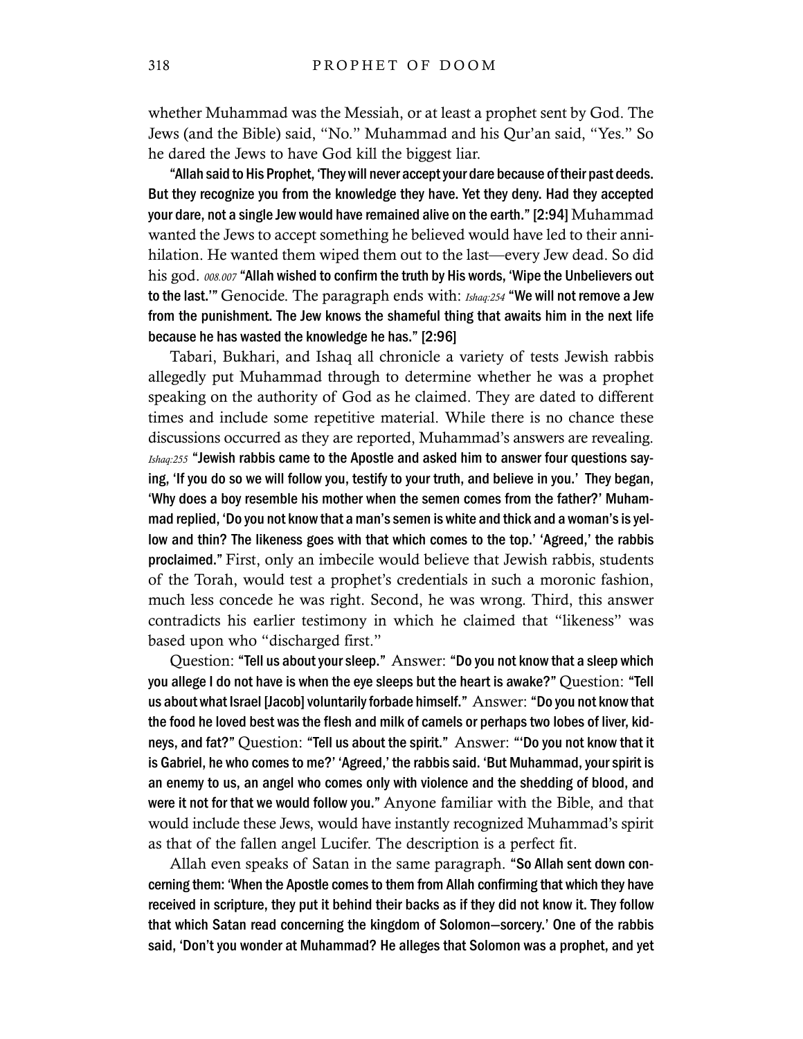whether Muhammad was the Messiah, or at least a prophet sent by God. The Jews (and the Bible) said, "No." Muhammad and his Qur'an said, "Yes." So he dared the Jews to have God kill the biggest liar.

**"Allah said to His Prophet, 'They will never accept your dare because of their past deeds. But they recognize you from the knowledge they have. Yet they deny. Had they accepted your dare, not a single Jew would have remained alive on the earth." [2:94]** Muhammad wanted the Jews to accept something he believed would have led to their annihilation. He wanted them wiped them out to the last—every Jew dead. So did his god. *008.007* **"Allah wished to confirm the truth by His words, 'Wipe the Unbelievers out to the last.'"** Genocide. The paragraph ends with: *Ishaq:254* **"We will not remove a Jew from the punishment. The Jew knows the shameful thing that awaits him in the next life because he has wasted the knowledge he has." [2:96]**

Tabari, Bukhari, and Ishaq all chronicle a variety of tests Jewish rabbis allegedly put Muhammad through to determine whether he was a prophet speaking on the authority of God as he claimed. They are dated to different times and include some repetitive material. While there is no chance these discussions occurred as they are reported, Muhammad's answers are revealing. *Ishaq:255* **"Jewish rabbis came to the Apostle and asked him to answer four questions saying, 'If you do so we will follow you, testify to your truth, and believe in you.' They began, 'Why does a boy resemble his mother when the semen comes from the father?' Muhammad replied, 'Do you not know that a man's semen is white and thick and a woman's is yellow and thin? The likeness goes with that which comes to the top.' 'Agreed,' the rabbis proclaimed."** First, only an imbecile would believe that Jewish rabbis, students of the Torah, would test a prophet's credentials in such a moronic fashion, much less concede he was right. Second, he was wrong. Third, this answer contradicts his earlier testimony in which he claimed that "likeness" was based upon who "discharged first."

Question: **"Tell us about your sleep."** Answer: **"Do you not know that a sleep which you allege I do not have is when the eye sleeps but the heart is awake?"** Question: **"Tell us about what Israel [Jacob] voluntarily forbade himself."** Answer: **"Do you not know that the food he loved best was the flesh and milk of camels or perhaps two lobes of liver, kidneys, and fat?"** Question: **"Tell us about the spirit."** Answer: **"'Do you not know that it is Gabriel, he who comes to me?' 'Agreed,' the rabbis said. 'But Muhammad, your spirit is an enemy to us, an angel who comes only with violence and the shedding of blood, and were it not for that we would follow you."** Anyone familiar with the Bible, and that would include these Jews, would have instantly recognized Muhammad's spirit as that of the fallen angel Lucifer. The description is a perfect fit.

Allah even speaks of Satan in the same paragraph. **"So Allah sent down concerning them: 'When the Apostle comes to them from Allah confirming that which they have received in scripture, they put it behind their backs as if they did not know it. They follow that which Satan read concerning the kingdom of Solomon—sorcery.' One of the rabbis said, 'Don't you wonder at Muhammad? He alleges that Solomon was a prophet, and yet**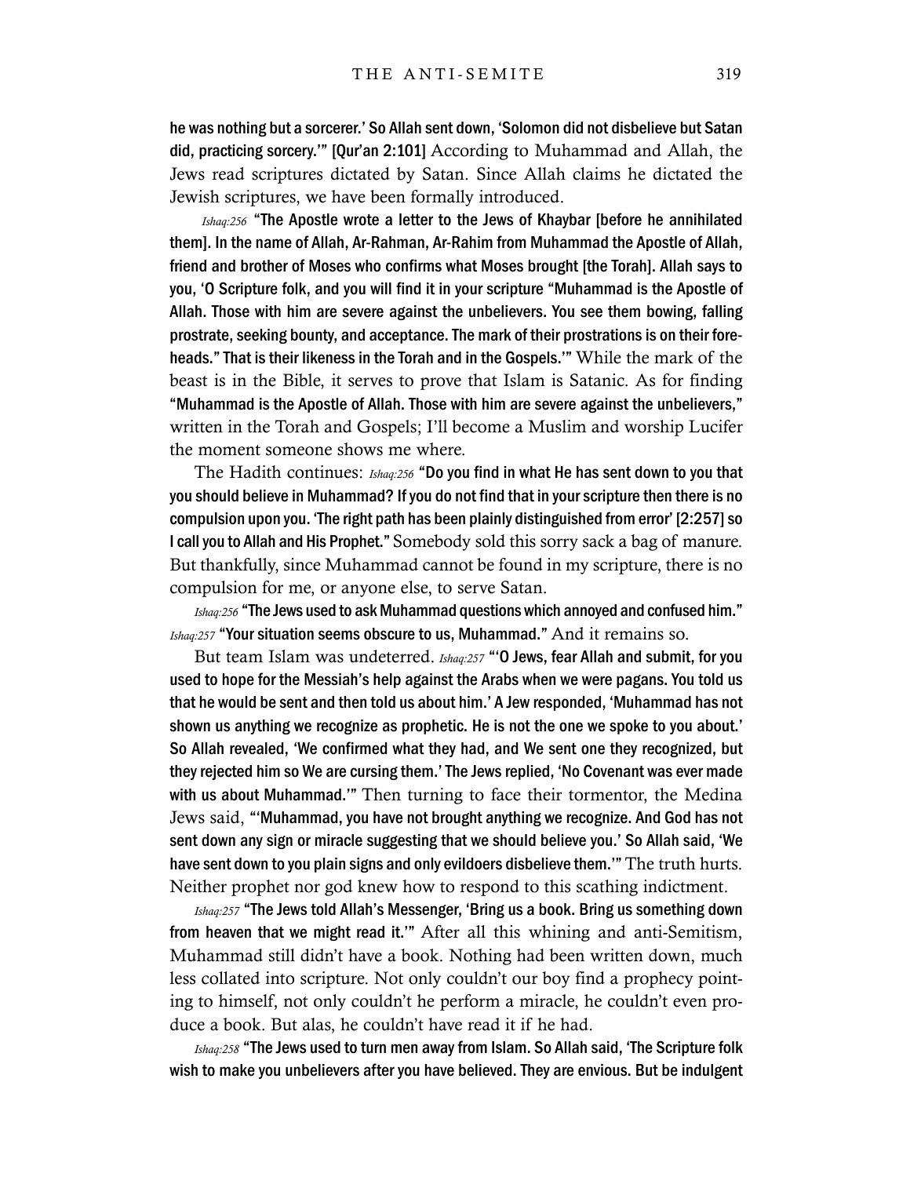**he was nothing but a sorcerer.' So Allah sent down, 'Solomon did not disbelieve but Satan did, practicing sorcery.'" [Qur'an 2:101]** According to Muhammad and Allah, the Jews read scriptures dictated by Satan. Since Allah claims he dictated the Jewish scriptures, we have been formally introduced.

*Ishaq:256* **"The Apostle wrote a letter to the Jews of Khaybar [before he annihilated them]. In the name of Allah, Ar-Rahman, Ar-Rahim from Muhammad the Apostle of Allah, friend and brother of Moses who confirms what Moses brought [the Torah]. Allah says to you, 'O Scripture folk, and you will find it in your scripture "Muhammad is the Apostle of Allah. Those with him are severe against the unbelievers. You see them bowing, falling prostrate, seeking bounty, and acceptance. The mark of their prostrations is on their foreheads." That is their likeness in the Torah and in the Gospels.'"** While the mark of the beast is in the Bible, it serves to prove that Islam is Satanic. As for finding **"Muhammad is the Apostle of Allah. Those with him are severe against the unbelievers,"** written in the Torah and Gospels; I'll become a Muslim and worship Lucifer the moment someone shows me where.

The Hadith continues: *Ishaq:256* **"Do you find in what He has sent down to you that you should believe in Muhammad? If you do not find that in your scripture then there is no compulsion upon you. 'The right path has been plainly distinguished from error' [2:257] so I call you to Allah and His Prophet."** Somebody sold this sorry sack a bag of manure. But thankfully, since Muhammad cannot be found in my scripture, there is no compulsion for me, or anyone else, to serve Satan.

*Ishaq:256* **"The Jews used to ask Muhammad questions which annoyed and confused him."** *Ishaq:257* **"Your situation seems obscure to us, Muhammad."** And it remains so.

But team Islam was undeterred. *Ishaq:257* **"'O Jews, fear Allah and submit, for you used to hope for the Messiah's help against the Arabs when we were pagans. You told us that he would be sent and then told us about him.' A Jew responded, 'Muhammad has not shown us anything we recognize as prophetic. He is not the one we spoke to you about.' So Allah revealed, 'We confirmed what they had, and We sent one they recognized, but they rejected him so We are cursing them.' The Jews replied, 'No Covenant was ever made with us about Muhammad.'"** Then turning to face their tormentor, the Medina Jews said, **"'Muhammad, you have not brought anything we recognize. And God has not sent down any sign or miracle suggesting that we should believe you.' So Allah said, 'We have sent down to you plain signs and only evildoers disbelieve them.'"** The truth hurts. Neither prophet nor god knew how to respond to this scathing indictment.

*Ishaq:257* **"The Jews told Allah's Messenger, 'Bring us a book. Bring us something down from heaven that we might read it.'"** After all this whining and anti-Semitism, Muhammad still didn't have a book. Nothing had been written down, much less collated into scripture. Not only couldn't our boy find a prophecy pointing to himself, not only couldn't he perform a miracle, he couldn't even produce a book. But alas, he couldn't have read it if he had.

*Ishaq:258* **"The Jews used to turn men away from Islam. So Allah said, 'The Scripture folk wish to make you unbelievers after you have believed. They are envious. But be indulgent**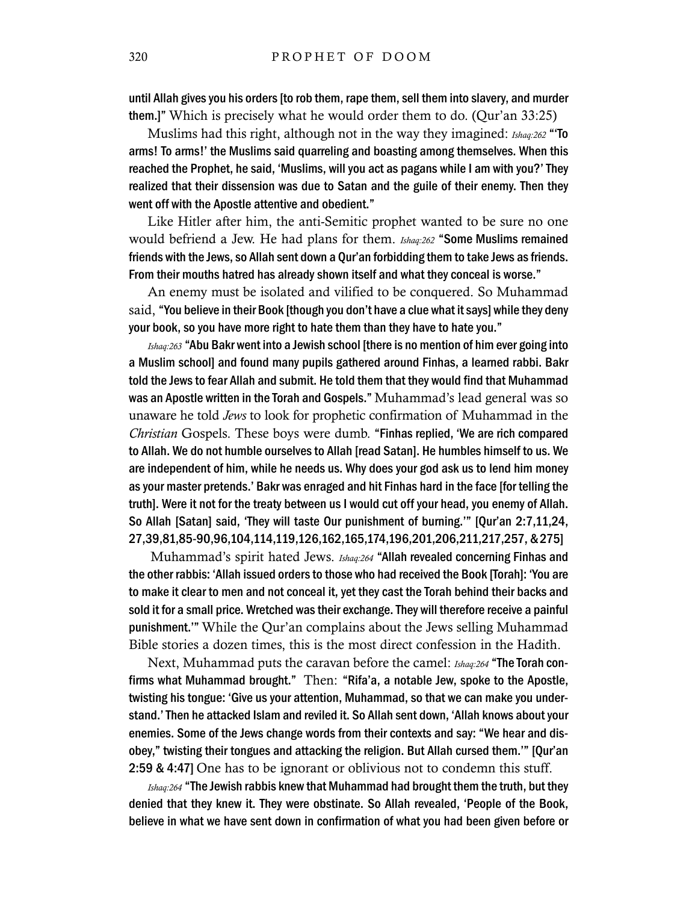until Allah gives you his orders [to rob them, rape them, sell them into slavery, and murder them.]" Which is precisely what he would order them to do. (Qur'an 33:25)

Muslims had this right, although not in the way they imagined: *Ishaq:262* "'To arms! To arms!' the Muslims said quarreling and boasting among themselves. When this reached the Prophet, he said, 'Muslims, will you act as pagans while I am with you?' They realized that their dissension was due to Satan and the guile of their enemy. Then they went off with the Apostle attentive and obedient."

Like Hitler after him, the anti-Semitic prophet wanted to be sure no one would befriend a Jew. He had plans for them. *Ishaq:262* "Some Muslims remained friends with the Jews, so Allah sent down a Qur'an forbidding them to take Jews as friends. From their mouths hatred has already shown itself and what they conceal is worse."

An enemy must be isolated and vilified to be conquered. So Muhammad said, "You believe in their Book [though you don't have a clue what it says] while they deny your book, so you have more right to hate them than they have to hate you."

*Ishaq:263* "Abu Bakr went into a Jewish school [there is no mention of him ever going into a Muslim school] and found many pupils gathered around Finhas, a learned rabbi. Bakr told the Jews to fear Allah and submit. He told them that they would find that Muhammad was an Apostle written in the Torah and Gospels." Muhammad's lead general was so unaware he told *Jews* to look for prophetic confirmation of Muhammad in the *Christian* Gospels. These boys were dumb. "Finhas replied, 'We are rich compared to Allah. We do not humble ourselves to Allah [read Satan]. He humbles himself to us. We are independent of him, while he needs us. Why does your god ask us to lend him money as your master pretends.' Bakr was enraged and hit Finhas hard in the face [for telling the truth]. Were it not for the treaty between us I would cut off your head, you enemy of Allah. So Allah [Satan] said, 'They will taste Our punishment of burning.'" [Qur'an 2:7,11,24, 27,39,81,85-90,96,104,114,119,126,162,165,174,196,201,206,211,217,257, & 275]

Muhammad's spirit hated Jews. *Ishaq:264* "Allah revealed concerning Finhas and the other rabbis: 'Allah issued orders to those who had received the Book [Torah]: 'You are to make it clear to men and not conceal it, yet they cast the Torah behind their backs and sold it for a small price. Wretched was their exchange. They will therefore receive a painful punishment.'" While the Qur'an complains about the Jews selling Muhammad Bible stories a dozen times, this is the most direct confession in the Hadith.

Next, Muhammad puts the caravan before the camel: *Ishaq:264* "The Torah confirms what Muhammad brought." Then: "Rifa'a, a notable Jew, spoke to the Apostle, twisting his tongue: 'Give us your attention, Muhammad, so that we can make you understand.' Then he attacked Islam and reviled it. So Allah sent down, 'Allah knows about your enemies. Some of the Jews change words from their contexts and say: "We hear and disobey," twisting their tongues and attacking the religion. But Allah cursed them.'" [Qur'an 2:59 & 4:47] One has to be ignorant or oblivious not to condemn this stuff.

*Ishaq:264* "The Jewish rabbis knew that Muhammad had brought them the truth, but they denied that they knew it. They were obstinate. So Allah revealed, 'People of the Book, believe in what we have sent down in confirmation of what you had been given before or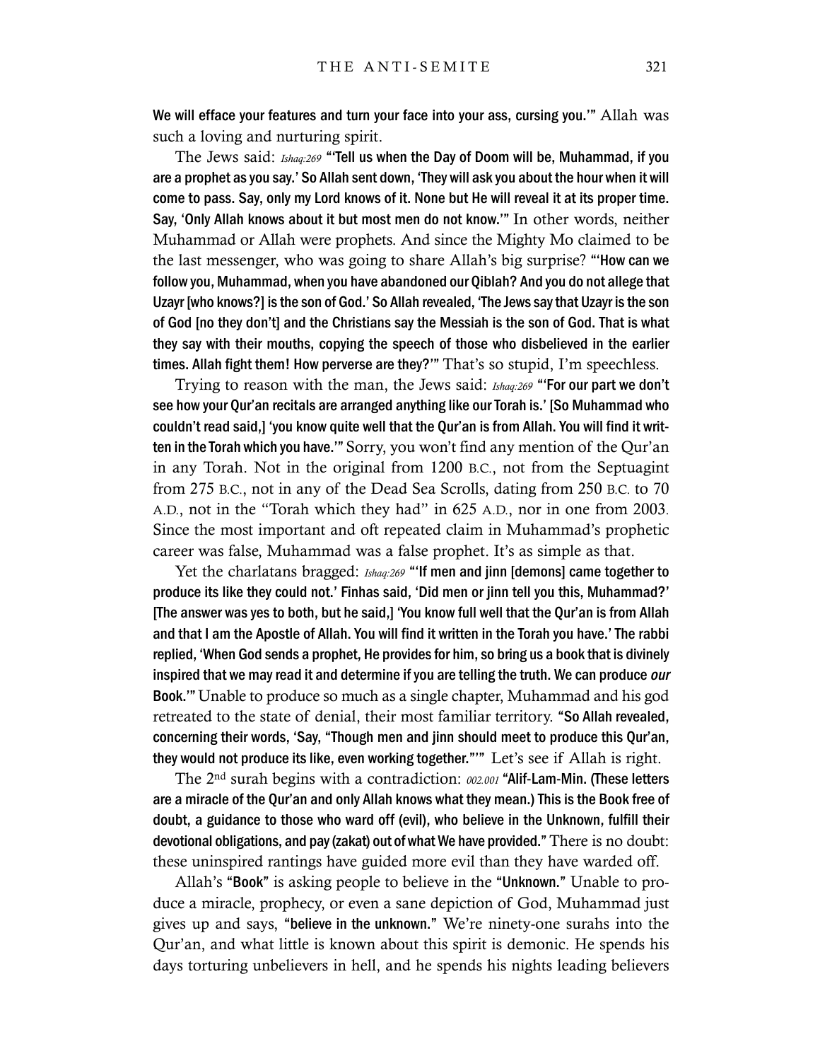We will efface your features and turn your face into your ass, cursing you.'" Allah was such a loving and nurturing spirit.

The Jews said: *Ishaq:269* "'Tell us when the Day of Doom will be, Muhammad, if you are a prophet as you say.' So Allah sent down, 'They will ask you about the hour when it will come to pass. Say, only my Lord knows of it. None but He will reveal it at its proper time. Say, 'Only Allah knows about it but most men do not know.'" In other words, neither Muhammad or Allah were prophets. And since the Mighty Mo claimed to be the last messenger, who was going to share Allah's big surprise? "'How can we follow you, Muhammad, when you have abandoned our Qiblah? And you do not allege that Uzayr [who knows?] is the son of God.' So Allah revealed, 'The Jews say that Uzayr is the son of God [no they don't] and the Christians say the Messiah is the son of God. That is what they say with their mouths, copying the speech of those who disbelieved in the earlier times. Allah fight them! How perverse are they?'" That's so stupid, I'm speechless.

Trying to reason with the man, the Jews said: *Ishaq:269* "'For our part we don't see how your Qur'an recitals are arranged anything like our Torah is.' [So Muhammad who couldn't read said,] 'you know quite well that the Qur'an is from Allah. You will find it written in the Torah which you have.'" Sorry, you won't find any mention of the Qur'an in any Torah. Not in the original from 1200 B.C., not from the Septuagint from 275 B.C., not in any of the Dead Sea Scrolls, dating from 250 B.C. to 70 A.D., not in the "Torah which they had" in 625 A.D., nor in one from 2003. Since the most important and oft repeated claim in Muhammad's prophetic career was false, Muhammad was a false prophet. It's as simple as that.

Yet the charlatans bragged: *Ishaq:269* "'If men and jinn [demons] came together to produce its like they could not.' Finhas said, 'Did men or jinn tell you this, Muhammad?' [The answer was yes to both, but he said,] 'You know full well that the Qur'an is from Allah and that I am the Apostle of Allah. You will find it written in the Torah you have.' The rabbi replied, 'When God sends a prophet, He provides for him, so bring us a book that is divinely inspired that we may read it and determine if you are telling the truth. We can produce *our* Book.'" Unable to produce so much as a single chapter, Muhammad and his god retreated to the state of denial, their most familiar territory. "So Allah revealed, concerning their words, 'Say, "Though men and jinn should meet to produce this Qur'an, they would not produce its like, even working together."'" Let's see if Allah is right.

The 2nd surah begins with a contradiction: *002.001* "Alif-Lam-Min. (These letters are a miracle of the Qur'an and only Allah knows what they mean.) This is the Book free of doubt, a guidance to those who ward off (evil), who believe in the Unknown, fulfill their devotional obligations, and pay (zakat) out of what We have provided." There is no doubt: these uninspired rantings have guided more evil than they have warded off.

Allah's "Book" is asking people to believe in the "Unknown." Unable to produce a miracle, prophecy, or even a sane depiction of God, Muhammad just gives up and says, "believe in the unknown." We're ninety-one surahs into the Qur'an, and what little is known about this spirit is demonic. He spends his days torturing unbelievers in hell, and he spends his nights leading believers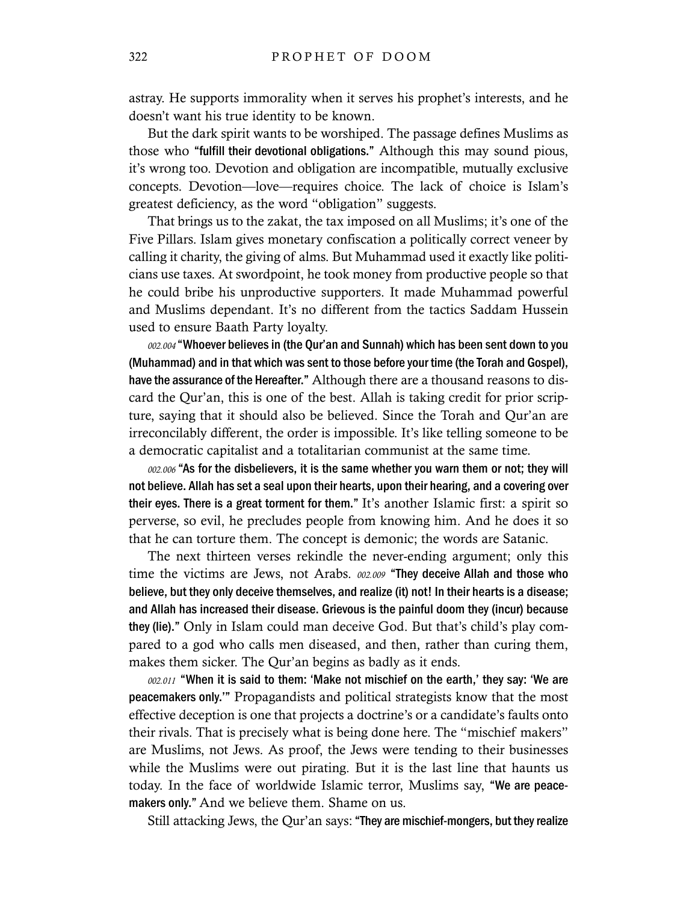astray. He supports immorality when it serves his prophet's interests, and he doesn't want his true identity to be known.

But the dark spirit wants to be worshiped. The passage defines Muslims as those who **"fulfill their devotional obligations."** Although this may sound pious, it's wrong too. Devotion and obligation are incompatible, mutually exclusive concepts. Devotion—love—requires choice. The lack of choice is Islam's greatest deficiency, as the word "obligation" suggests.

That brings us to the zakat, the tax imposed on all Muslims; it's one of the Five Pillars. Islam gives monetary confiscation a politically correct veneer by calling it charity, the giving of alms. But Muhammad used it exactly like politicians use taxes. At swordpoint, he took money from productive people so that he could bribe his unproductive supporters. It made Muhammad powerful and Muslims dependant. It's no different from the tactics Saddam Hussein used to ensure Baath Party loyalty.

*002.004* **"Whoever believes in (the Qur'an and Sunnah) which has been sent down to you (Muhammad) and in that which was sent to those before your time (the Torah and Gospel), have the assurance of the Hereafter."** Although there are a thousand reasons to discard the Qur'an, this is one of the best. Allah is taking credit for prior scripture, saying that it should also be believed. Since the Torah and Qur'an are irreconcilably different, the order is impossible. It's like telling someone to be a democratic capitalist and a totalitarian communist at the same time.

*002.006* **"As for the disbelievers, it is the same whether you warn them or not; they will not believe. Allah has set a seal upon their hearts, upon their hearing, and a covering over their eyes. There is a great torment for them."** It's another Islamic first: a spirit so perverse, so evil, he precludes people from knowing him. And he does it so that he can torture them. The concept is demonic; the words are Satanic.

The next thirteen verses rekindle the never-ending argument; only this time the victims are Jews, not Arabs. *002.009* **"They deceive Allah and those who believe, but they only deceive themselves, and realize (it) not! In their hearts is a disease; and Allah has increased their disease. Grievous is the painful doom they (incur) because they (lie)."** Only in Islam could man deceive God. But that's child's play compared to a god who calls men diseased, and then, rather than curing them, makes them sicker. The Qur'an begins as badly as it ends.

*002.011* **"When it is said to them: 'Make not mischief on the earth,' they say: 'We are peacemakers only.'"** Propagandists and political strategists know that the most effective deception is one that projects a doctrine's or a candidate's faults onto their rivals. That is precisely what is being done here. The "mischief makers" are Muslims, not Jews. As proof, the Jews were tending to their businesses while the Muslims were out pirating. But it is the last line that haunts us today. In the face of worldwide Islamic terror, Muslims say, **"We are peacemakers only."** And we believe them. Shame on us.

Still attacking Jews, the Qur'an says: **"They are mischief-mongers, but they realize**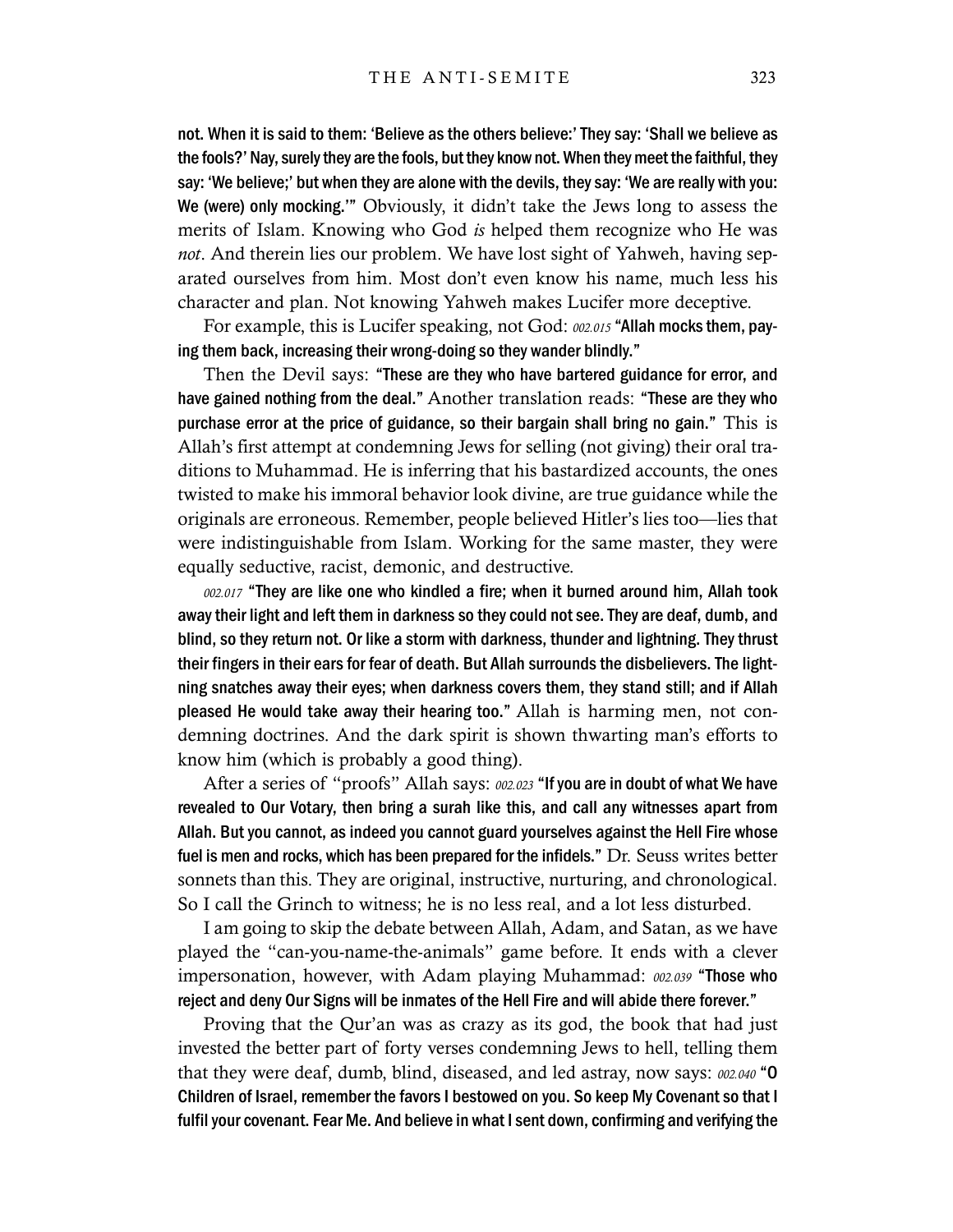**not. When it is said to them: 'Believe as the others believe:' They say: 'Shall we believe as the fools?' Nay, surely they are the fools, but they know not. When they meet the faithful, they say: 'We believe;' but when they are alone with the devils, they say: 'We are really with you: We (were) only mocking.'"** Obviously, it didn't take the Jews long to assess the merits of Islam. Knowing who God *is* helped them recognize who He was *not*. And therein lies our problem. We have lost sight of Yahweh, having separated ourselves from him. Most don't even know his name, much less his character and plan. Not knowing Yahweh makes Lucifer more deceptive.

For example, this is Lucifer speaking, not God: *002.015* **"Allah mocks them, paying them back, increasing their wrong-doing so they wander blindly."**

Then the Devil says: **"These are they who have bartered guidance for error, and have gained nothing from the deal."** Another translation reads: **"These are they who purchase error at the price of guidance, so their bargain shall bring no gain."** This is Allah's first attempt at condemning Jews for selling (not giving) their oral traditions to Muhammad. He is inferring that his bastardized accounts, the ones twisted to make his immoral behavior look divine, are true guidance while the originals are erroneous. Remember, people believed Hitler's lies too—lies that were indistinguishable from Islam. Working for the same master, they were equally seductive, racist, demonic, and destructive.

*002.017* **"They are like one who kindled a fire; when it burned around him, Allah took away their light and left them in darkness so they could not see. They are deaf, dumb, and blind, so they return not. Or like a storm with darkness, thunder and lightning. They thrust their fingers in their ears for fear of death. But Allah surrounds the disbelievers. The lightning snatches away their eyes; when darkness covers them, they stand still; and if Allah pleased He would take away their hearing too."** Allah is harming men, not condemning doctrines. And the dark spirit is shown thwarting man's efforts to know him (which is probably a good thing).

After a series of "proofs" Allah says: *002.023* **"If you are in doubt of what We have revealed to Our Votary, then bring a surah like this, and call any witnesses apart from Allah. But you cannot, as indeed you cannot guard yourselves against the Hell Fire whose fuel is men and rocks, which has been prepared for the infidels."** Dr. Seuss writes better sonnets than this. They are original, instructive, nurturing, and chronological. So I call the Grinch to witness; he is no less real, and a lot less disturbed.

I am going to skip the debate between Allah, Adam, and Satan, as we have played the "can-you-name-the-animals" game before. It ends with a clever impersonation, however, with Adam playing Muhammad: *002.039* **"Those who reject and deny Our Signs will be inmates of the Hell Fire and will abide there forever."**

Proving that the Qur'an was as crazy as its god, the book that had just invested the better part of forty verses condemning Jews to hell, telling them that they were deaf, dumb, blind, diseased, and led astray, now says: *002.040* **"O Children of Israel, remember the favors I bestowed on you. So keep My Covenant so that I fulfil your covenant. Fear Me. And believe in what I sent down, confirming and verifying the**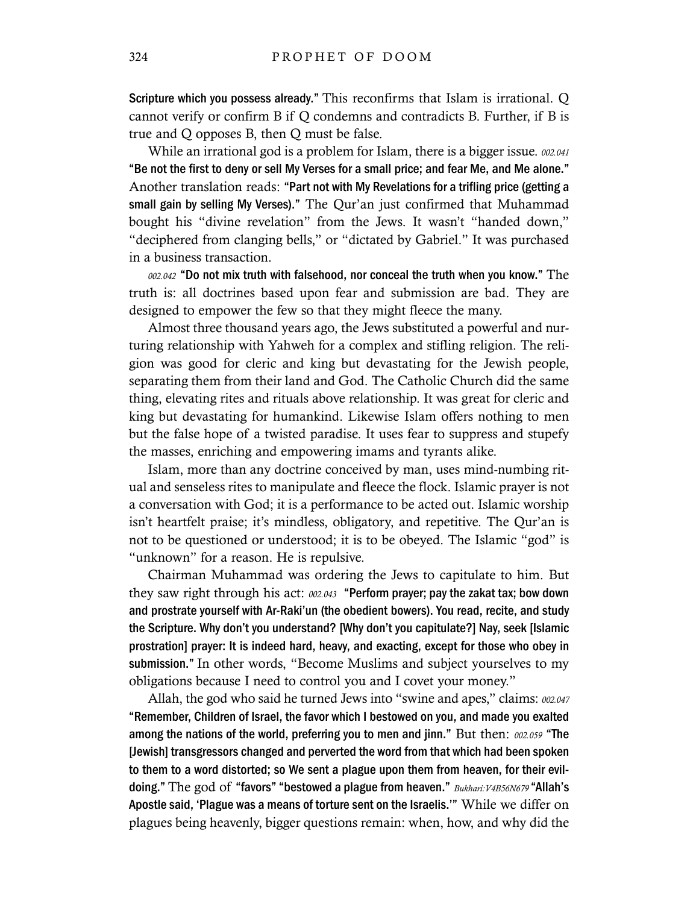**Scripture which you possess already."** This reconfirms that Islam is irrational. Q cannot verify or confirm B if Q condemns and contradicts B. Further, if B is true and Q opposes B, then Q must be false.

While an irrational god is a problem for Islam, there is a bigger issue. *002.041* **"Be not the first to deny or sell My Verses for a small price; and fear Me, and Me alone."** Another translation reads: **"Part not with My Revelations for a trifling price (getting a small gain by selling My Verses)."** The Qur'an just confirmed that Muhammad bought his "divine revelation" from the Jews. It wasn't "handed down," "deciphered from clanging bells," or "dictated by Gabriel." It was purchased in a business transaction.

*002.042* **"Do not mix truth with falsehood, nor conceal the truth when you know."** The truth is: all doctrines based upon fear and submission are bad. They are designed to empower the few so that they might fleece the many.

Almost three thousand years ago, the Jews substituted a powerful and nurturing relationship with Yahweh for a complex and stifling religion. The religion was good for cleric and king but devastating for the Jewish people, separating them from their land and God. The Catholic Church did the same thing, elevating rites and rituals above relationship. It was great for cleric and king but devastating for humankind. Likewise Islam offers nothing to men but the false hope of a twisted paradise. It uses fear to suppress and stupefy the masses, enriching and empowering imams and tyrants alike.

Islam, more than any doctrine conceived by man, uses mind-numbing ritual and senseless rites to manipulate and fleece the flock. Islamic prayer is not a conversation with God; it is a performance to be acted out. Islamic worship isn't heartfelt praise; it's mindless, obligatory, and repetitive. The Qur'an is not to be questioned or understood; it is to be obeyed. The Islamic "god" is "unknown" for a reason. He is repulsive.

Chairman Muhammad was ordering the Jews to capitulate to him. But they saw right through his act: *002.043* **"Perform prayer; pay the zakat tax; bow down and prostrate yourself with Ar-Raki'un (the obedient bowers). You read, recite, and study the Scripture. Why don't you understand? [Why don't you capitulate?] Nay, seek [Islamic prostration] prayer: It is indeed hard, heavy, and exacting, except for those who obey in submission."** In other words, "Become Muslims and subject yourselves to my obligations because I need to control you and I covet your money."

Allah, the god who said he turned Jews into "swine and apes," claims: *002.047* **"Remember, Children of Israel, the favor which I bestowed on you, and made you exalted among the nations of the world, preferring you to men and jinn."** But then: *002.059* **"The [Jewish] transgressors changed and perverted the word from that which had been spoken to them to a word distorted; so We sent a plague upon them from heaven, for their evildoing."** The god of **"favors" "bestowed a plague from heaven."** *Bukhari:V4B56N679* **"Allah's Apostle said, 'Plague was a means of torture sent on the Israelis.'"** While we differ on plagues being heavenly, bigger questions remain: when, how, and why did the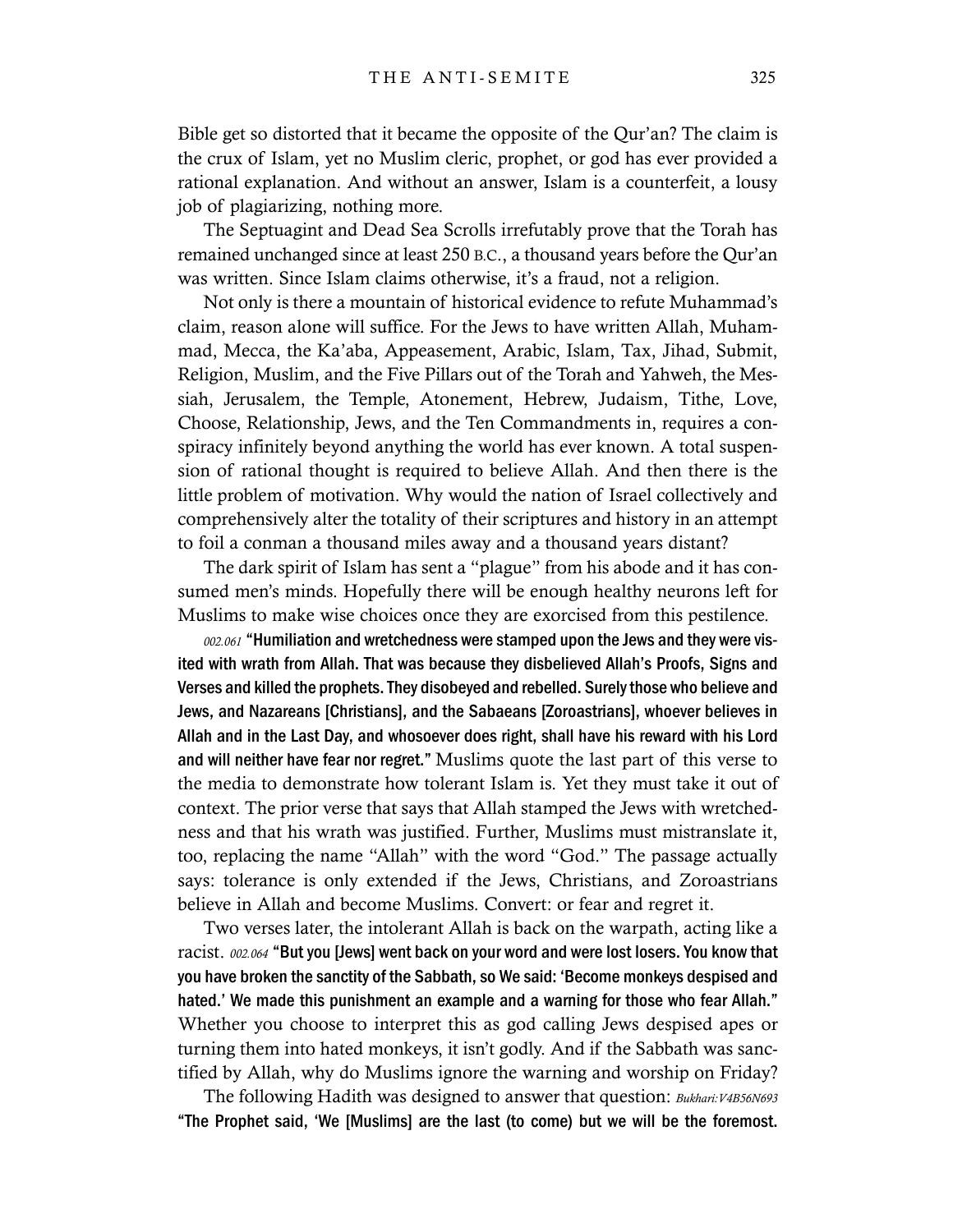Bible get so distorted that it became the opposite of the Qur'an? The claim is the crux of Islam, yet no Muslim cleric, prophet, or god has ever provided a rational explanation. And without an answer, Islam is a counterfeit, a lousy job of plagiarizing, nothing more.

The Septuagint and Dead Sea Scrolls irrefutably prove that the Torah has remained unchanged since at least 250 B.C., a thousand years before the Qur'an was written. Since Islam claims otherwise, it's a fraud, not a religion.

Not only is there a mountain of historical evidence to refute Muhammad's claim, reason alone will suffice. For the Jews to have written Allah, Muhammad, Mecca, the Ka'aba, Appeasement, Arabic, Islam, Tax, Jihad, Submit, Religion, Muslim, and the Five Pillars out of the Torah and Yahweh, the Messiah, Jerusalem, the Temple, Atonement, Hebrew, Judaism, Tithe, Love, Choose, Relationship, Jews, and the Ten Commandments in, requires a conspiracy infinitely beyond anything the world has ever known. A total suspension of rational thought is required to believe Allah. And then there is the little problem of motivation. Why would the nation of Israel collectively and comprehensively alter the totality of their scriptures and history in an attempt to foil a conman a thousand miles away and a thousand years distant?

The dark spirit of Islam has sent a "plague" from his abode and it has consumed men's minds. Hopefully there will be enough healthy neurons left for Muslims to make wise choices once they are exorcised from this pestilence.

*002.061* **"Humiliation and wretchedness were stamped upon the Jews and they were visited with wrath from Allah. That was because they disbelieved Allah's Proofs, Signs and Verses and killed the prophets. They disobeyed and rebelled. Surely those who believe and Jews, and Nazareans [Christians], and the Sabaeans [Zoroastrians], whoever believes in Allah and in the Last Day, and whosoever does right, shall have his reward with his Lord and will neither have fear nor regret."** Muslims quote the last part of this verse to the media to demonstrate how tolerant Islam is. Yet they must take it out of context. The prior verse that says that Allah stamped the Jews with wretchedness and that his wrath was justified. Further, Muslims must mistranslate it, too, replacing the name "Allah" with the word "God." The passage actually says: tolerance is only extended if the Jews, Christians, and Zoroastrians believe in Allah and become Muslims. Convert: or fear and regret it.

Two verses later, the intolerant Allah is back on the warpath, acting like a racist. *002.064* **"But you [Jews] went back on your word and were lost losers. You know that you have broken the sanctity of the Sabbath, so We said: 'Become monkeys despised and hated.' We made this punishment an example and a warning for those who fear Allah."** Whether you choose to interpret this as god calling Jews despised apes or turning them into hated monkeys, it isn't godly. And if the Sabbath was sanctified by Allah, why do Muslims ignore the warning and worship on Friday?

The following Hadith was designed to answer that question: *Bukhari:V4B56N693* **"The Prophet said, 'We [Muslims] are the last (to come) but we will be the foremost.**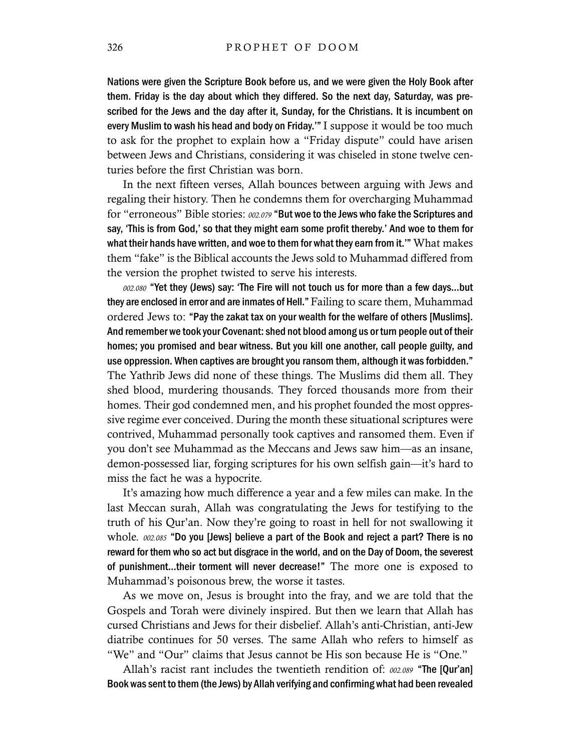**Nations were given the Scripture Book before us, and we were given the Holy Book after them. Friday is the day about which they differed. So the next day, Saturday, was prescribed for the Jews and the day after it, Sunday, for the Christians. It is incumbent on every Muslim to wash his head and body on Friday.'"** I suppose it would be too much to ask for the prophet to explain how a "Friday dispute" could have arisen between Jews and Christians, considering it was chiseled in stone twelve centuries before the first Christian was born.

In the next fifteen verses, Allah bounces between arguing with Jews and regaling their history. Then he condemns them for overcharging Muhammad for "erroneous" Bible stories: *002.079* **"But woe to the Jews who fake the Scriptures and say, 'This is from God,' so that they might earn some profit thereby.' And woe to them for what their hands have written, and woe to them for what they earn from it.'"** What makes them "fake" is the Biblical accounts the Jews sold to Muhammad differed from the version the prophet twisted to serve his interests.

*002.080* **"Yet they (Jews) say: 'The Fire will not touch us for more than a few days…but they are enclosed in error and are inmates of Hell."** Failing to scare them, Muhammad ordered Jews to: **"Pay the zakat tax on your wealth for the welfare of others [Muslims]. And remember we took your Covenant: shed not blood among us or turn people out of their homes; you promised and bear witness. But you kill one another, call people guilty, and use oppression. When captives are brought you ransom them, although it was forbidden."** The Yathrib Jews did none of these things. The Muslims did them all. They shed blood, murdering thousands. They forced thousands more from their homes. Their god condemned men, and his prophet founded the most oppressive regime ever conceived. During the month these situational scriptures were contrived, Muhammad personally took captives and ransomed them. Even if you don't see Muhammad as the Meccans and Jews saw him—as an insane, demon-possessed liar, forging scriptures for his own selfish gain—it's hard to miss the fact he was a hypocrite.

It's amazing how much difference a year and a few miles can make. In the last Meccan surah, Allah was congratulating the Jews for testifying to the truth of his Qur'an. Now they're going to roast in hell for not swallowing it whole. *002.085* **"Do you [Jews] believe a part of the Book and reject a part? There is no reward for them who so act but disgrace in the world, and on the Day of Doom, the severest of punishment…their torment will never decrease!"** The more one is exposed to Muhammad's poisonous brew, the worse it tastes.

As we move on, Jesus is brought into the fray, and we are told that the Gospels and Torah were divinely inspired. But then we learn that Allah has cursed Christians and Jews for their disbelief. Allah's anti-Christian, anti-Jew diatribe continues for 50 verses. The same Allah who refers to himself as "We" and "Our" claims that Jesus cannot be His son because He is "One."

Allah's racist rant includes the twentieth rendition of: *002.089* **"The [Qur'an] Book was sent to them (the Jews) by Allah verifying and confirming what had been revealed**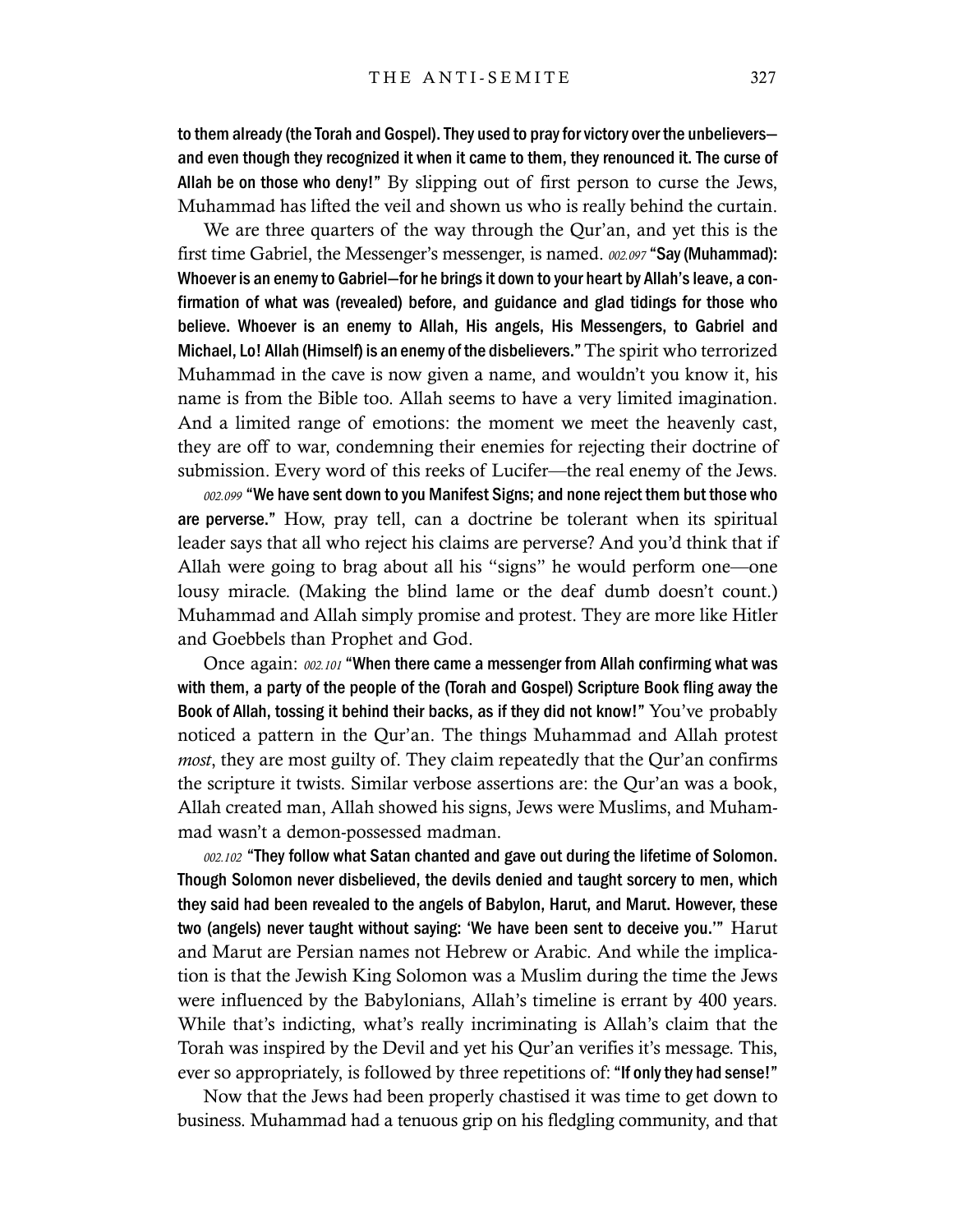to them already (the Torah and Gospel). They used to pray for victory over the unbelievers—and even though they recognized it when it came to them, they renounced it. The curse of Allah be on those who deny!" By slipping out of first person to curse the Jews, Muhammad has lifted the veil and shown us who is really behind the curtain.

We are three quarters of the way through the Qur'an, and yet this is the first time Gabriel, the Messenger's messenger, is named. *002.097* "Say (Muhammad): Whoever is an enemy to Gabriel—for he brings it down to your heart by Allah's leave, a confirmation of what was (revealed) before, and guidance and glad tidings for those who believe. Whoever is an enemy to Allah, His angels, His Messengers, to Gabriel and Michael, Lo! Allah (Himself) is an enemy of the disbelievers." The spirit who terrorized Muhammad in the cave is now given a name, and wouldn't you know it, his name is from the Bible too. Allah seems to have a very limited imagination. And a limited range of emotions: the moment we meet the heavenly cast, they are off to war, condemning their enemies for rejecting their doctrine of submission. Every word of this reeks of Lucifer—the real enemy of the Jews.

*002.099* "We have sent down to you Manifest Signs; and none reject them but those who are perverse." How, pray tell, can a doctrine be tolerant when its spiritual leader says that all who reject his claims are perverse? And you'd think that if Allah were going to brag about all his "signs" he would perform one—one lousy miracle. (Making the blind lame or the deaf dumb doesn't count.) Muhammad and Allah simply promise and protest. They are more like Hitler and Goebbels than Prophet and God.

Once again: *002.101* "When there came a messenger from Allah confirming what was with them, a party of the people of the (Torah and Gospel) Scripture Book fling away the Book of Allah, tossing it behind their backs, as if they did not know!" You've probably noticed a pattern in the Qur'an. The things Muhammad and Allah protest *most*, they are most guilty of. They claim repeatedly that the Qur'an confirms the scripture it twists. Similar verbose assertions are: the Qur'an was a book, Allah created man, Allah showed his signs, Jews were Muslims, and Muhammad wasn't a demon-possessed madman.

*002.102* "They follow what Satan chanted and gave out during the lifetime of Solomon. Though Solomon never disbelieved, the devils denied and taught sorcery to men, which they said had been revealed to the angels of Babylon, Harut, and Marut. However, these two (angels) never taught without saying: 'We have been sent to deceive you.'" Harut and Marut are Persian names not Hebrew or Arabic. And while the implication is that the Jewish King Solomon was a Muslim during the time the Jews were influenced by the Babylonians, Allah's timeline is errant by 400 years. While that's indicting, what's really incriminating is Allah's claim that the Torah was inspired by the Devil and yet his Qur'an verifies it's message. This, ever so appropriately, is followed by three repetitions of: "If only they had sense!"

Now that the Jews had been properly chastised it was time to get down to business. Muhammad had a tenuous grip on his fledgling community, and that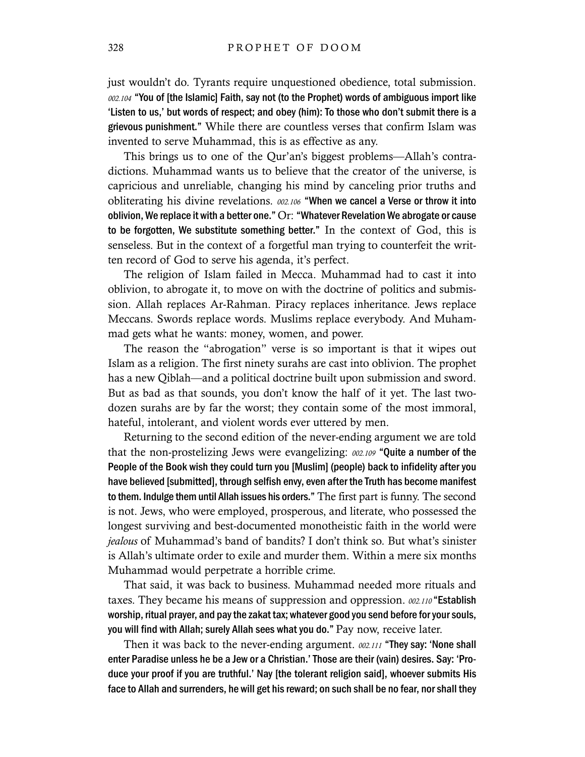just wouldn't do. Tyrants require unquestioned obedience, total submission. *002.104* **"You of [the Islamic] Faith, say not (to the Prophet) words of ambiguous import like 'Listen to us,' but words of respect; and obey (him): To those who don't submit there is a grievous punishment."** While there are countless verses that confirm Islam was invented to serve Muhammad, this is as effective as any.

This brings us to one of the Qur'an's biggest problems—Allah's contradictions. Muhammad wants us to believe that the creator of the universe, is capricious and unreliable, changing his mind by canceling prior truths and obliterating his divine revelations. *002.106* **"When we cancel a Verse or throw it into oblivion, We replace it with a better one."** Or: **"Whatever Revelation We abrogate or cause to be forgotten, We substitute something better."** In the context of God, this is senseless. But in the context of a forgetful man trying to counterfeit the written record of God to serve his agenda, it's perfect.

The religion of Islam failed in Mecca. Muhammad had to cast it into oblivion, to abrogate it, to move on with the doctrine of politics and submission. Allah replaces Ar-Rahman. Piracy replaces inheritance. Jews replace Meccans. Swords replace words. Muslims replace everybody. And Muhammad gets what he wants: money, women, and power.

The reason the "abrogation" verse is so important is that it wipes out Islam as a religion. The first ninety surahs are cast into oblivion. The prophet has a new Qiblah—and a political doctrine built upon submission and sword. But as bad as that sounds, you don't know the half of it yet. The last two-dozen surahs are by far the worst; they contain some of the most immoral, hateful, intolerant, and violent words ever uttered by men.

Returning to the second edition of the never-ending argument we are told that the non-prostelizing Jews were evangelizing: *002.109* **"Quite a number of the People of the Book wish they could turn you [Muslim] (people) back to infidelity after you have believed [submitted], through selfish envy, even after the Truth has become manifest to them. Indulge them until Allah issues his orders."** The first part is funny. The second is not. Jews, who were employed, prosperous, and literate, who possessed the longest surviving and best-documented monotheistic faith in the world were *jealous* of Muhammad's band of bandits? I don't think so. But what's sinister is Allah's ultimate order to exile and murder them. Within a mere six months Muhammad would perpetrate a horrible crime.

That said, it was back to business. Muhammad needed more rituals and taxes. They became his means of suppression and oppression. *002.110* **"Establish worship, ritual prayer, and pay the zakat tax; whatever good you send before for your souls, you will find with Allah; surely Allah sees what you do."** Pay now, receive later.

Then it was back to the never-ending argument. *002.111* **"They say: 'None shall enter Paradise unless he be a Jew or a Christian.' Those are their (vain) desires. Say: 'Produce your proof if you are truthful.' Nay [the tolerant religion said], whoever submits His face to Allah and surrenders, he will get his reward; on such shall be no fear, nor shall they**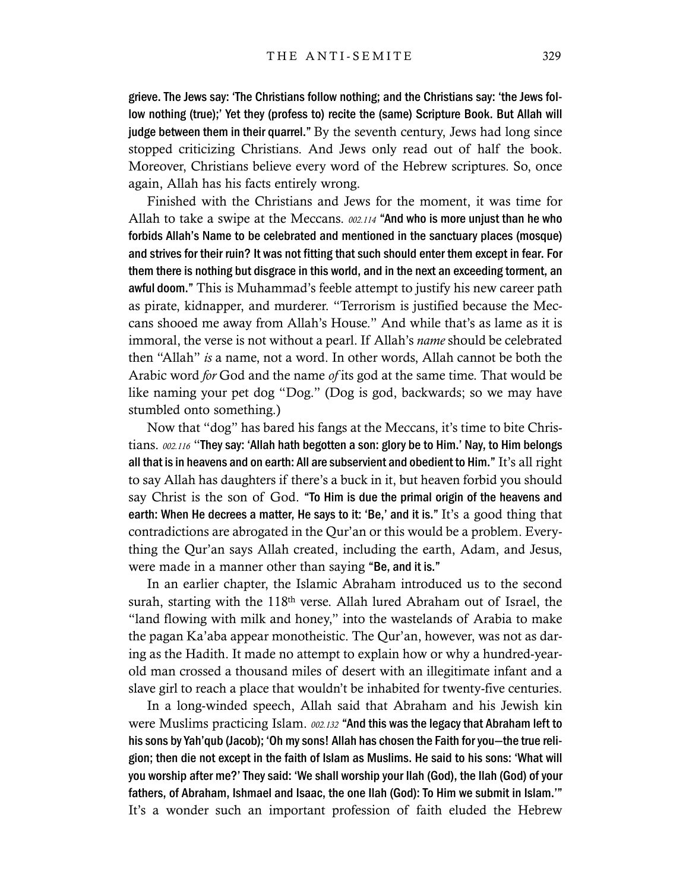**grieve. The Jews say: 'The Christians follow nothing; and the Christians say: 'the Jews follow nothing (true);' Yet they (profess to) recite the (same) Scripture Book. But Allah will judge between them in their quarrel."** By the seventh century, Jews had long since stopped criticizing Christians. And Jews only read out of half the book. Moreover, Christians believe every word of the Hebrew scriptures. So, once again, Allah has his facts entirely wrong.

Finished with the Christians and Jews for the moment, it was time for Allah to take a swipe at the Meccans. *002.114* **"And who is more unjust than he who forbids Allah's Name to be celebrated and mentioned in the sanctuary places (mosque) and strives for their ruin? It was not fitting that such should enter them except in fear. For them there is nothing but disgrace in this world, and in the next an exceeding torment, an awful doom."** This is Muhammad's feeble attempt to justify his new career path as pirate, kidnapper, and murderer. "Terrorism is justified because the Meccans shooed me away from Allah's House." And while that's as lame as it is immoral, the verse is not without a pearl. If Allah's *name* should be celebrated then "Allah" *is* a name, not a word. In other words, Allah cannot be both the Arabic word *for* God and the name *of* its god at the same time. That would be like naming your pet dog "Dog." (Dog is god, backwards; so we may have stumbled onto something.)

Now that "dog" has bared his fangs at the Meccans, it's time to bite Christians. *002.116* **"They say: 'Allah hath begotten a son: glory be to Him.' Nay, to Him belongs all that is in heavens and on earth: All are subservient and obedient to Him."** It's all right to say Allah has daughters if there's a buck in it, but heaven forbid you should say Christ is the son of God. **"To Him is due the primal origin of the heavens and earth: When He decrees a matter, He says to it: 'Be,' and it is."** It's a good thing that contradictions are abrogated in the Qur'an or this would be a problem. Everything the Qur'an says Allah created, including the earth, Adam, and Jesus, were made in a manner other than saying **"Be, and it is."**

In an earlier chapter, the Islamic Abraham introduced us to the second surah, starting with the 118th verse. Allah lured Abraham out of Israel, the "land flowing with milk and honey," into the wastelands of Arabia to make the pagan Ka'aba appear monotheistic. The Qur'an, however, was not as daring as the Hadith. It made no attempt to explain how or why a hundred-year-old man crossed a thousand miles of desert with an illegitimate infant and a slave girl to reach a place that wouldn't be inhabited for twenty-five centuries.

In a long-winded speech, Allah said that Abraham and his Jewish kin were Muslims practicing Islam. *002.132* **"And this was the legacy that Abraham left to his sons by Yah'qub (Jacob); 'Oh my sons! Allah has chosen the Faith for you—the true religion; then die not except in the faith of Islam as Muslims. He said to his sons: 'What will you worship after me?' They said: 'We shall worship your Ilah (God), the Ilah (God) of your fathers, of Abraham, Ishmael and Isaac, the one Ilah (God): To Him we submit in Islam.'"** It's a wonder such an important profession of faith eluded the Hebrew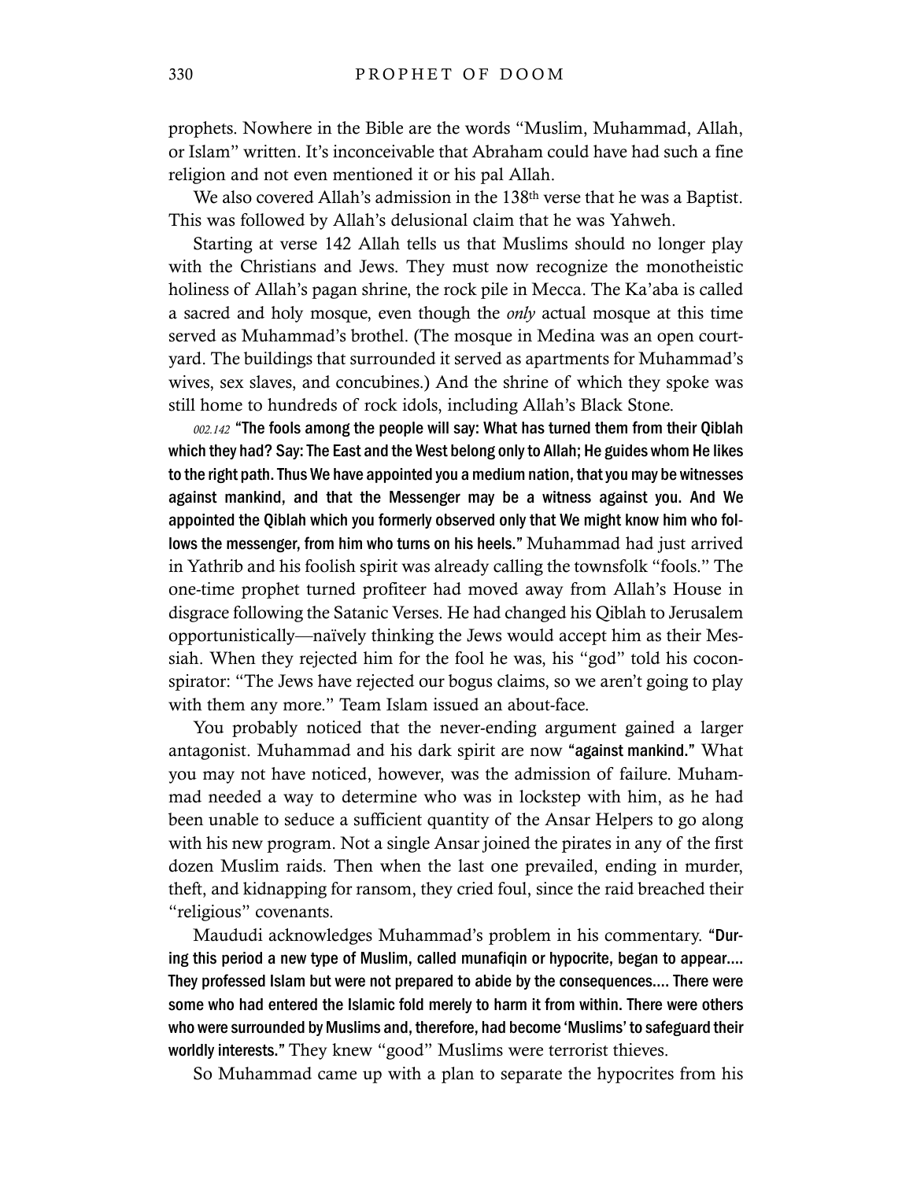prophets. Nowhere in the Bible are the words "Muslim, Muhammad, Allah, or Islam" written. It's inconceivable that Abraham could have had such a fine religion and not even mentioned it or his pal Allah.

We also covered Allah's admission in the 138th verse that he was a Baptist. This was followed by Allah's delusional claim that he was Yahweh.

Starting at verse 142 Allah tells us that Muslims should no longer play with the Christians and Jews. They must now recognize the monotheistic holiness of Allah's pagan shrine, the rock pile in Mecca. The Ka'aba is called a sacred and holy mosque, even though the *only* actual mosque at this time served as Muhammad's brothel. (The mosque in Medina was an open courtyard. The buildings that surrounded it served as apartments for Muhammad's wives, sex slaves, and concubines.) And the shrine of which they spoke was still home to hundreds of rock idols, including Allah's Black Stone.

*002.142* **"The fools among the people will say: What has turned them from their Qiblah which they had? Say: The East and the West belong only to Allah; He guides whom He likes to the right path. Thus We have appointed you a medium nation, that you may be witnesses against mankind, and that the Messenger may be a witness against you. And We appointed the Qiblah which you formerly observed only that We might know him who follows the messenger, from him who turns on his heels."** Muhammad had just arrived in Yathrib and his foolish spirit was already calling the townsfolk "fools." The one-time prophet turned profiteer had moved away from Allah's House in disgrace following the Satanic Verses. He had changed his Qiblah to Jerusalem opportunistically—naïvely thinking the Jews would accept him as their Messiah. When they rejected him for the fool he was, his "god" told his coconspirator: "The Jews have rejected our bogus claims, so we aren't going to play with them any more." Team Islam issued an about-face.

You probably noticed that the never-ending argument gained a larger antagonist. Muhammad and his dark spirit are now **"against mankind."** What you may not have noticed, however, was the admission of failure. Muhammad needed a way to determine who was in lockstep with him, as he had been unable to seduce a sufficient quantity of the Ansar Helpers to go along with his new program. Not a single Ansar joined the pirates in any of the first dozen Muslim raids. Then when the last one prevailed, ending in murder, theft, and kidnapping for ransom, they cried foul, since the raid breached their "religious" covenants.

Maududi acknowledges Muhammad's problem in his commentary. **"During this period a new type of Muslim, called munafiqin or hypocrite, began to appear.... They professed Islam but were not prepared to abide by the consequences.... There were some who had entered the Islamic fold merely to harm it from within. There were others who were surrounded by Muslims and, therefore, had become 'Muslims' to safeguard their worldly interests."** They knew "good" Muslims were terrorist thieves.

So Muhammad came up with a plan to separate the hypocrites from his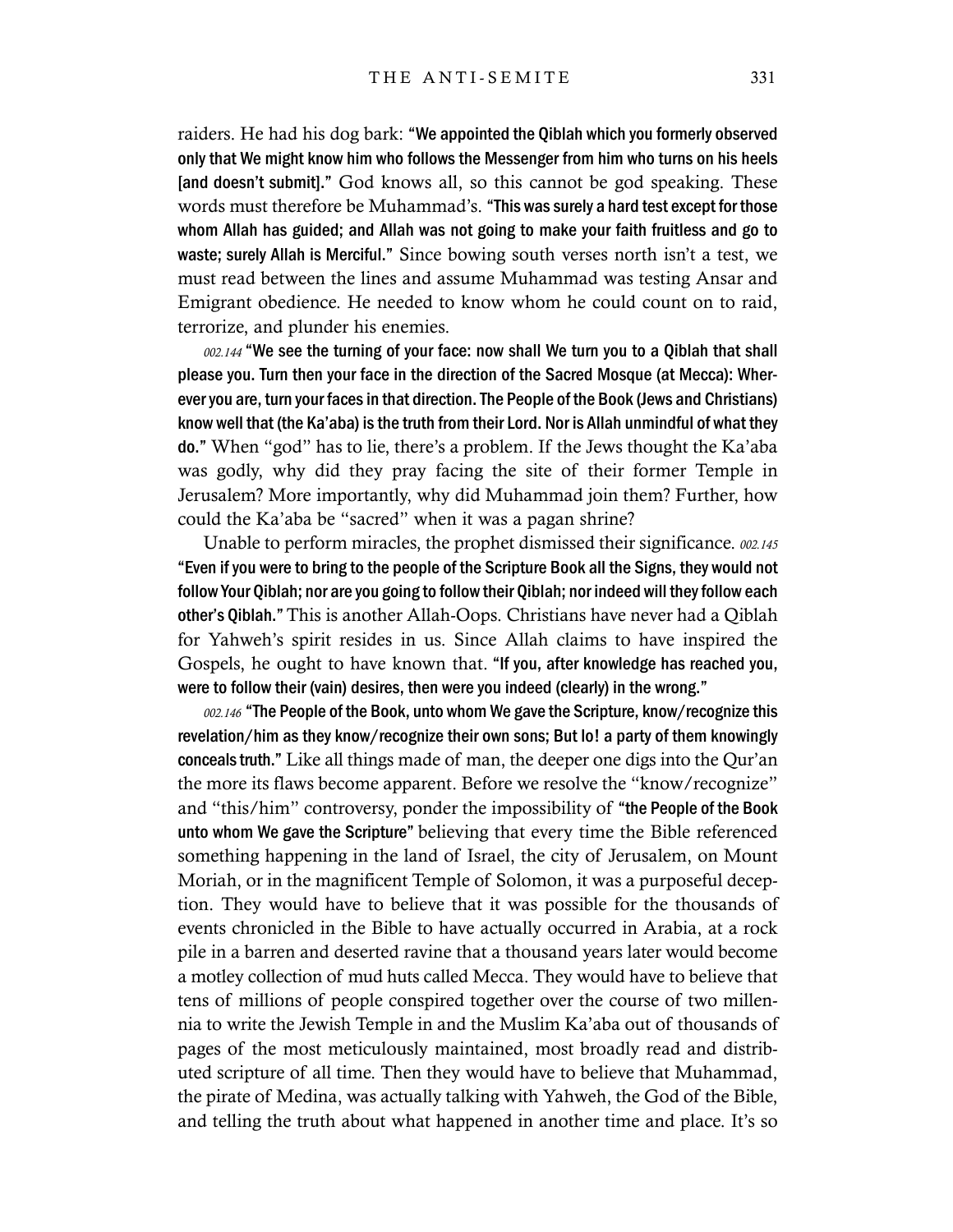raiders. He had his dog bark: **"We appointed the Qiblah which you formerly observed only that We might know him who follows the Messenger from him who turns on his heels [and doesn't submit]."** God knows all, so this cannot be god speaking. These words must therefore be Muhammad's. **"This was surely a hard test except for those whom Allah has guided; and Allah was not going to make your faith fruitless and go to waste; surely Allah is Merciful."** Since bowing south verses north isn't a test, we must read between the lines and assume Muhammad was testing Ansar and Emigrant obedience. He needed to know whom he could count on to raid, terrorize, and plunder his enemies.

*002.144* **"We see the turning of your face: now shall We turn you to a Qiblah that shall please you. Turn then your face in the direction of the Sacred Mosque (at Mecca): Wherever you are, turn your faces in that direction. The People of the Book (Jews and Christians) know well that (the Ka'aba) is the truth from their Lord. Nor is Allah unmindful of what they do."** When "god" has to lie, there's a problem. If the Jews thought the Ka'aba was godly, why did they pray facing the site of their former Temple in Jerusalem? More importantly, why did Muhammad join them? Further, how could the Ka'aba be "sacred" when it was a pagan shrine?

Unable to perform miracles, the prophet dismissed their significance. *002.145* **"Even if you were to bring to the people of the Scripture Book all the Signs, they would not follow Your Qiblah; nor are you going to follow their Qiblah; nor indeed will they follow each other's Qiblah."** This is another Allah-Oops. Christians have never had a Qiblah for Yahweh's spirit resides in us. Since Allah claims to have inspired the Gospels, he ought to have known that. **"If you, after knowledge has reached you, were to follow their (vain) desires, then were you indeed (clearly) in the wrong."**

*002.146* **"The People of the Book, unto whom We gave the Scripture, know/recognize this revelation/him as they know/recognize their own sons; But lo! a party of them knowingly conceals truth."** Like all things made of man, the deeper one digs into the Qur'an the more its flaws become apparent. Before we resolve the "know/recognize" and "this/him" controversy, ponder the impossibility of **"the People of the Book unto whom We gave the Scripture"** believing that every time the Bible referenced something happening in the land of Israel, the city of Jerusalem, on Mount Moriah, or in the magnificent Temple of Solomon, it was a purposeful deception. They would have to believe that it was possible for the thousands of events chronicled in the Bible to have actually occurred in Arabia, at a rock pile in a barren and deserted ravine that a thousand years later would become a motley collection of mud huts called Mecca. They would have to believe that tens of millions of people conspired together over the course of two millennia to write the Jewish Temple in and the Muslim Ka'aba out of thousands of pages of the most meticulously maintained, most broadly read and distributed scripture of all time. Then they would have to believe that Muhammad, the pirate of Medina, was actually talking with Yahweh, the God of the Bible, and telling the truth about what happened in another time and place. It's so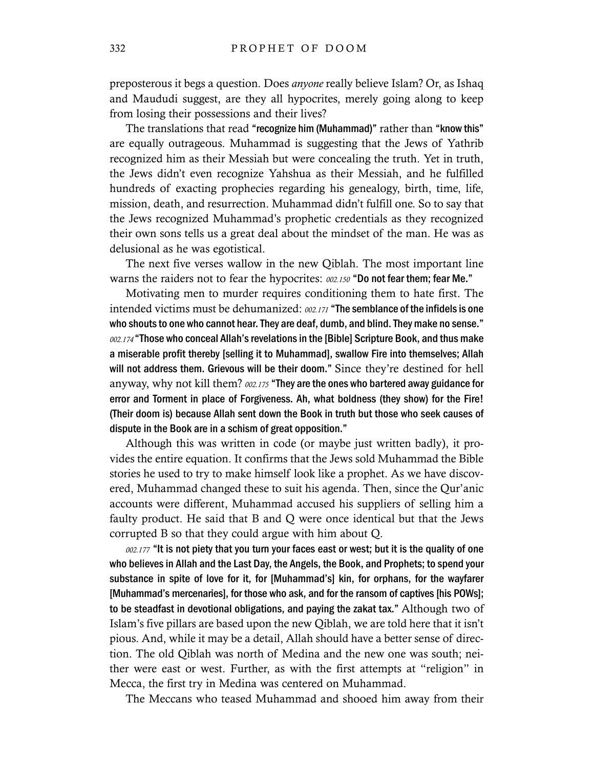preposterous it begs a question. Does *anyone* really believe Islam? Or, as Ishaq and Maududi suggest, are they all hypocrites, merely going along to keep from losing their possessions and their lives?

The translations that read **"recognize him (Muhammad)"** rather than **"know this"** are equally outrageous. Muhammad is suggesting that the Jews of Yathrib recognized him as their Messiah but were concealing the truth. Yet in truth, the Jews didn't even recognize Yahshua as their Messiah, and he fulfilled hundreds of exacting prophecies regarding his genealogy, birth, time, life, mission, death, and resurrection. Muhammad didn't fulfill one. So to say that the Jews recognized Muhammad's prophetic credentials as they recognized their own sons tells us a great deal about the mindset of the man. He was as delusional as he was egotistical.

The next five verses wallow in the new Qiblah. The most important line warns the raiders not to fear the hypocrites: *002.150* **"Do not fear them; fear Me."**

Motivating men to murder requires conditioning them to hate first. The intended victims must be dehumanized: *002.171* **"The semblance of the infidels is one who shouts to one who cannot hear. They are deaf, dumb, and blind. They make no sense."** *002.174* **"Those who conceal Allah's revelations in the [Bible] Scripture Book, and thus make a miserable profit thereby [selling it to Muhammad], swallow Fire into themselves; Allah will not address them. Grievous will be their doom."** Since they're destined for hell anyway, why not kill them? *002.175* **"They are the ones who bartered away guidance for error and Torment in place of Forgiveness. Ah, what boldness (they show) for the Fire! (Their doom is) because Allah sent down the Book in truth but those who seek causes of dispute in the Book are in a schism of great opposition."**

Although this was written in code (or maybe just written badly), it provides the entire equation. It confirms that the Jews sold Muhammad the Bible stories he used to try to make himself look like a prophet. As we have discovered, Muhammad changed these to suit his agenda. Then, since the Qur'anic accounts were different, Muhammad accused his suppliers of selling him a faulty product. He said that B and Q were once identical but that the Jews corrupted B so that they could argue with him about Q.

*002.177* **"It is not piety that you turn your faces east or west; but it is the quality of one who believes in Allah and the Last Day, the Angels, the Book, and Prophets; to spend your substance in spite of love for it, for [Muhammad's] kin, for orphans, for the wayfarer [Muhammad's mercenaries], for those who ask, and for the ransom of captives [his POWs]; to be steadfast in devotional obligations, and paying the zakat tax."** Although two of Islam's five pillars are based upon the new Qiblah, we are told here that it isn't pious. And, while it may be a detail, Allah should have a better sense of direction. The old Qiblah was north of Medina and the new one was south; neither were east or west. Further, as with the first attempts at "religion" in Mecca, the first try in Medina was centered on Muhammad.

The Meccans who teased Muhammad and shooed him away from their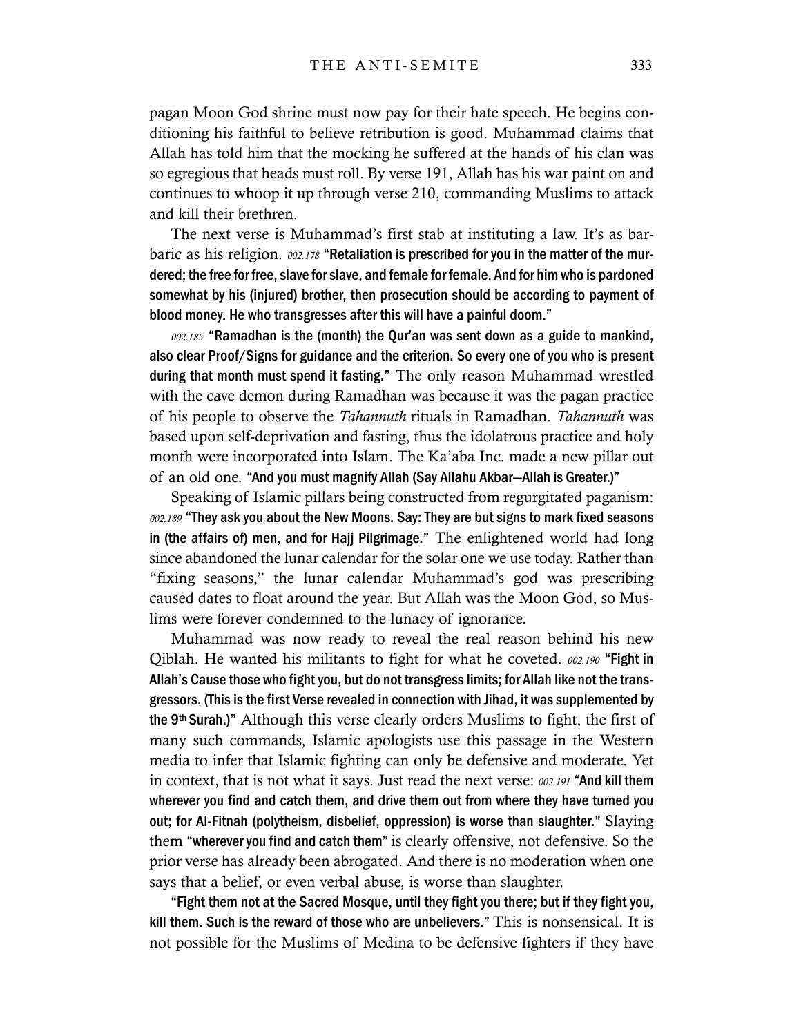pagan Moon God shrine must now pay for their hate speech. He begins conditioning his faithful to believe retribution is good. Muhammad claims that Allah has told him that the mocking he suffered at the hands of his clan was so egregious that heads must roll. By verse 191, Allah has his war paint on and continues to whoop it up through verse 210, commanding Muslims to attack and kill their brethren.

The next verse is Muhammad's first stab at instituting a law. It's as barbaric as his religion. *002.178* **"Retaliation is prescribed for you in the matter of the murdered; the free for free, slave for slave, and female for female. And for him who is pardoned somewhat by his (injured) brother, then prosecution should be according to payment of blood money. He who transgresses after this will have a painful doom."**

*002.185* **"Ramadhan is the (month) the Qur'an was sent down as a guide to mankind, also clear Proof/Signs for guidance and the criterion. So every one of you who is present during that month must spend it fasting."** The only reason Muhammad wrestled with the cave demon during Ramadhan was because it was the pagan practice of his people to observe the *Tahannuth* rituals in Ramadhan. *Tahannuth* was based upon self-deprivation and fasting, thus the idolatrous practice and holy month were incorporated into Islam. The Ka'aba Inc. made a new pillar out of an old one. **"And you must magnify Allah (Say Allahu Akbar—Allah is Greater.)"**

Speaking of Islamic pillars being constructed from regurgitated paganism: *002.189* **"They ask you about the New Moons. Say: They are but signs to mark fixed seasons in (the affairs of) men, and for Hajj Pilgrimage."** The enlightened world had long since abandoned the lunar calendar for the solar one we use today. Rather than "fixing seasons," the lunar calendar Muhammad's god was prescribing caused dates to float around the year. But Allah was the Moon God, so Muslims were forever condemned to the lunacy of ignorance.

Muhammad was now ready to reveal the real reason behind his new Qiblah. He wanted his militants to fight for what he coveted. *002.190* **"Fight in Allah's Cause those who fight you, but do not transgress limits; for Allah like not the transgressors. (This is the first Verse revealed in connection with Jihad, it was supplemented by the 9th Surah.)"** Although this verse clearly orders Muslims to fight, the first of many such commands, Islamic apologists use this passage in the Western media to infer that Islamic fighting can only be defensive and moderate. Yet in context, that is not what it says. Just read the next verse: *002.191* **"And kill them wherever you find and catch them, and drive them out from where they have turned you out; for Al-Fitnah (polytheism, disbelief, oppression) is worse than slaughter."** Slaying them **"wherever you find and catch them"** is clearly offensive, not defensive. So the prior verse has already been abrogated. And there is no moderation when one says that a belief, or even verbal abuse, is worse than slaughter.

**"Fight them not at the Sacred Mosque, until they fight you there; but if they fight you, kill them. Such is the reward of those who are unbelievers."** This is nonsensical. It is not possible for the Muslims of Medina to be defensive fighters if they have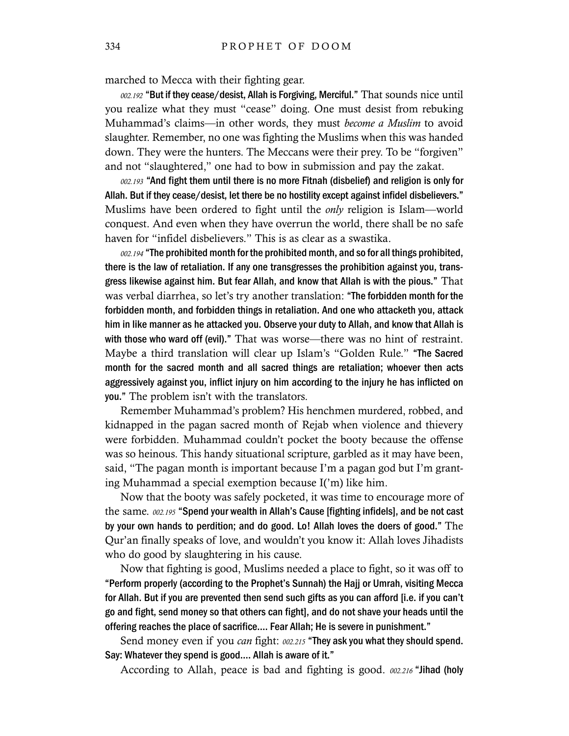marched to Mecca with their fighting gear.

*002.192* **"But if they cease/desist, Allah is Forgiving, Merciful."** That sounds nice until you realize what they must "cease" doing. One must desist from rebuking Muhammad's claims—in other words, they must *become a Muslim* to avoid slaughter. Remember, no one was fighting the Muslims when this was handed down. They were the hunters. The Meccans were their prey. To be "forgiven" and not "slaughtered," one had to bow in submission and pay the zakat.

*002.193* **"And fight them until there is no more Fitnah (disbelief) and religion is only for Allah. But if they cease/desist, let there be no hostility except against infidel disbelievers."** Muslims have been ordered to fight until the *only* religion is Islam—world conquest. And even when they have overrun the world, there shall be no safe haven for "infidel disbelievers." This is as clear as a swastika.

*002.194* **"The prohibited month for the prohibited month, and so for all things prohibited, there is the law of retaliation. If any one transgresses the prohibition against you, transgress likewise against him. But fear Allah, and know that Allah is with the pious."** That was verbal diarrhea, so let's try another translation: **"The forbidden month for the forbidden month, and forbidden things in retaliation. And one who attacketh you, attack him in like manner as he attacked you. Observe your duty to Allah, and know that Allah is with those who ward off (evil)."** That was worse—there was no hint of restraint. Maybe a third translation will clear up Islam's "Golden Rule." **"The Sacred month for the sacred month and all sacred things are retaliation; whoever then acts aggressively against you, inflict injury on him according to the injury he has inflicted on you."** The problem isn't with the translators.

Remember Muhammad's problem? His henchmen murdered, robbed, and kidnapped in the pagan sacred month of Rejab when violence and thievery were forbidden. Muhammad couldn't pocket the booty because the offense was so heinous. This handy situational scripture, garbled as it may have been, said, "The pagan month is important because I'm a pagan god but I'm granting Muhammad a special exemption because I('m) like him.

Now that the booty was safely pocketed, it was time to encourage more of the same. *002.195* **"Spend your wealth in Allah's Cause [fighting infidels], and be not cast by your own hands to perdition; and do good. Lo! Allah loves the doers of good."** The Qur'an finally speaks of love, and wouldn't you know it: Allah loves Jihadists who do good by slaughtering in his cause.

Now that fighting is good, Muslims needed a place to fight, so it was off to **"Perform properly (according to the Prophet's Sunnah) the Hajj or Umrah, visiting Mecca for Allah. But if you are prevented then send such gifts as you can afford [i.e. if you can't go and fight, send money so that others can fight], and do not shave your heads until the offering reaches the place of sacrifice.... Fear Allah; He is severe in punishment."**

Send money even if you *can* fight: *002.215* **"They ask you what they should spend. Say: Whatever they spend is good.... Allah is aware of it."**

According to Allah, peace is bad and fighting is good. *002.216* **"Jihad (holy**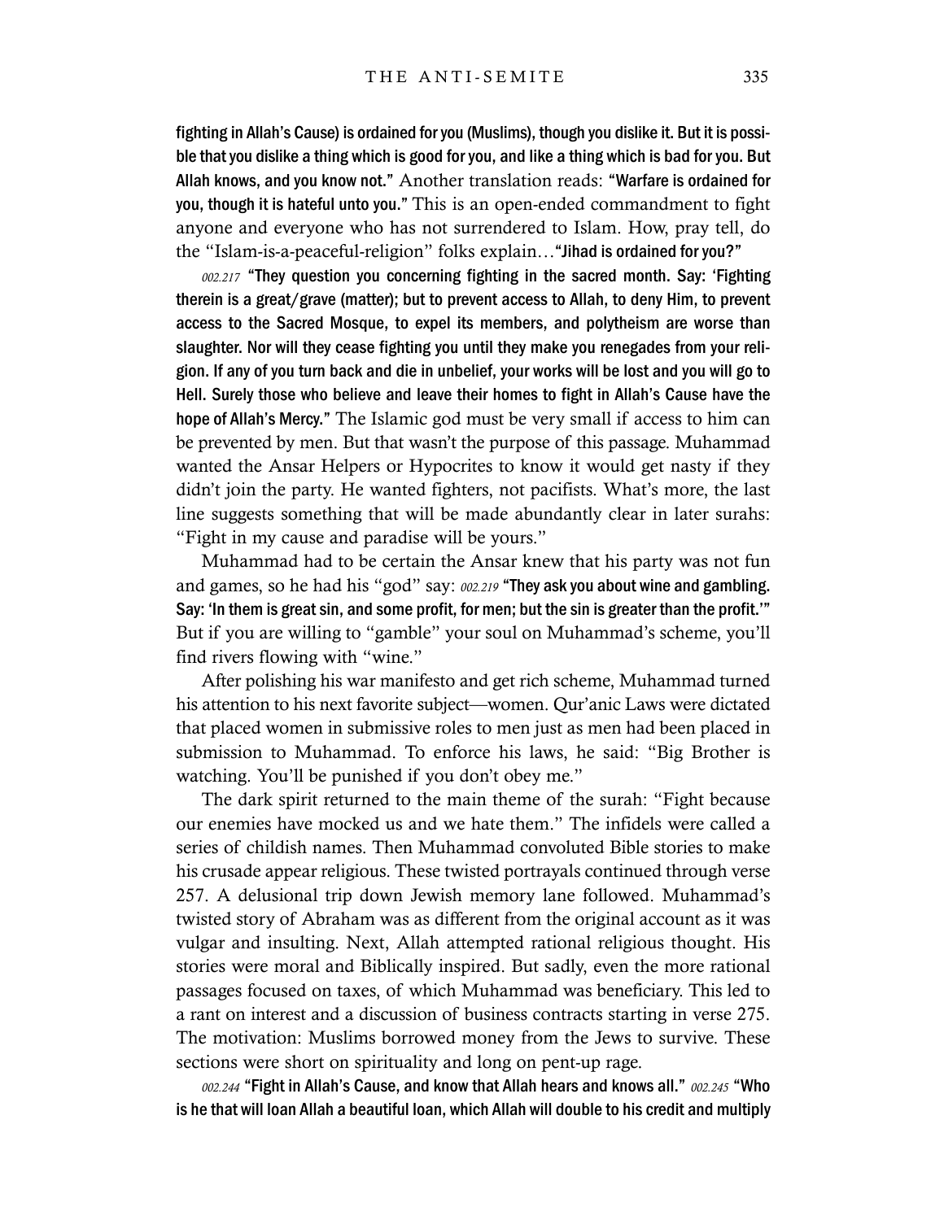**fighting in Allah's Cause) is ordained for you (Muslims), though you dislike it. But it is possible that you dislike a thing which is good for you, and like a thing which is bad for you. But Allah knows, and you know not."** Another translation reads: **"Warfare is ordained for you, though it is hateful unto you."** This is an open-ended commandment to fight anyone and everyone who has not surrendered to Islam. How, pray tell, do the "Islam-is-a-peaceful-religion" folks explain…**"Jihad is ordained for you?"**

*002.217* **"They question you concerning fighting in the sacred month. Say: 'Fighting therein is a great/grave (matter); but to prevent access to Allah, to deny Him, to prevent access to the Sacred Mosque, to expel its members, and polytheism are worse than slaughter. Nor will they cease fighting you until they make you renegades from your religion. If any of you turn back and die in unbelief, your works will be lost and you will go to Hell. Surely those who believe and leave their homes to fight in Allah's Cause have the hope of Allah's Mercy."** The Islamic god must be very small if access to him can be prevented by men. But that wasn't the purpose of this passage. Muhammad wanted the Ansar Helpers or Hypocrites to know it would get nasty if they didn't join the party. He wanted fighters, not pacifists. What's more, the last line suggests something that will be made abundantly clear in later surahs: "Fight in my cause and paradise will be yours."

Muhammad had to be certain the Ansar knew that his party was not fun and games, so he had his "god" say: *002.219* **"They ask you about wine and gambling. Say: 'In them is great sin, and some profit, for men; but the sin is greater than the profit.'"** But if you are willing to "gamble" your soul on Muhammad's scheme, you'll find rivers flowing with "wine."

After polishing his war manifesto and get rich scheme, Muhammad turned his attention to his next favorite subject—women. Qur'anic Laws were dictated that placed women in submissive roles to men just as men had been placed in submission to Muhammad. To enforce his laws, he said: "Big Brother is watching. You'll be punished if you don't obey me."

The dark spirit returned to the main theme of the surah: "Fight because our enemies have mocked us and we hate them." The infidels were called a series of childish names. Then Muhammad convoluted Bible stories to make his crusade appear religious. These twisted portrayals continued through verse 257. A delusional trip down Jewish memory lane followed. Muhammad's twisted story of Abraham was as different from the original account as it was vulgar and insulting. Next, Allah attempted rational religious thought. His stories were moral and Biblically inspired. But sadly, even the more rational passages focused on taxes, of which Muhammad was beneficiary. This led to a rant on interest and a discussion of business contracts starting in verse 275. The motivation: Muslims borrowed money from the Jews to survive. These sections were short on spirituality and long on pent-up rage.

*002.244* **"Fight in Allah's Cause, and know that Allah hears and knows all."** *002.245* **"Who is he that will loan Allah a beautiful loan, which Allah will double to his credit and multiply**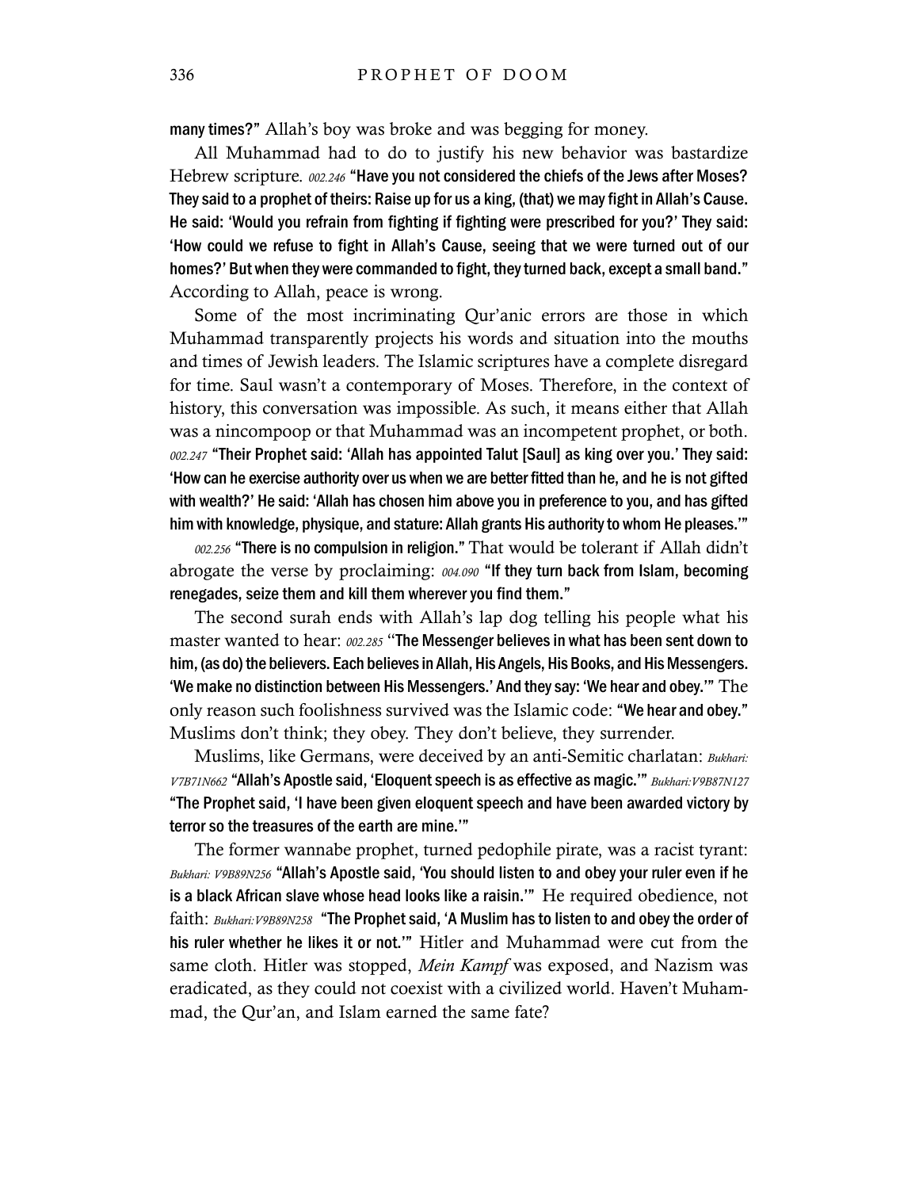many times?" Allah's boy was broke and was begging for money.

All Muhammad had to do to justify his new behavior was bastardize Hebrew scripture. *002.246* **"Have you not considered the chiefs of the Jews after Moses? They said to a prophet of theirs: Raise up for us a king, (that) we may fight in Allah's Cause. He said: 'Would you refrain from fighting if fighting were prescribed for you?' They said: 'How could we refuse to fight in Allah's Cause, seeing that we were turned out of our homes?' But when they were commanded to fight, they turned back, except a small band."** According to Allah, peace is wrong.

Some of the most incriminating Qur'anic errors are those in which Muhammad transparently projects his words and situation into the mouths and times of Jewish leaders. The Islamic scriptures have a complete disregard for time. Saul wasn't a contemporary of Moses. Therefore, in the context of history, this conversation was impossible. As such, it means either that Allah was a nincompoop or that Muhammad was an incompetent prophet, or both. *002.247* **"Their Prophet said: 'Allah has appointed Talut [Saul] as king over you.' They said: 'How can he exercise authority over us when we are better fitted than he, and he is not gifted with wealth?' He said: 'Allah has chosen him above you in preference to you, and has gifted him with knowledge, physique, and stature: Allah grants His authority to whom He pleases.'"**

*002.256* **"There is no compulsion in religion."** That would be tolerant if Allah didn't abrogate the verse by proclaiming: *004.090* **"If they turn back from Islam, becoming renegades, seize them and kill them wherever you find them."**

The second surah ends with Allah's lap dog telling his people what his master wanted to hear: *002.285* **"The Messenger believes in what has been sent down to him, (as do) the believers. Each believes in Allah, His Angels, His Books, and His Messengers. 'We make no distinction between His Messengers.' And they say: 'We hear and obey.'"** The only reason such foolishness survived was the Islamic code: **"We hear and obey."** Muslims don't think; they obey. They don't believe, they surrender.

Muslims, like Germans, were deceived by an anti-Semitic charlatan: *Bukhari: V7B71N662* **"Allah's Apostle said, 'Eloquent speech is as effective as magic.'"** *Bukhari:V9B87N127* **"The Prophet said, 'I have been given eloquent speech and have been awarded victory by terror so the treasures of the earth are mine.'"**

The former wannabe prophet, turned pedophile pirate, was a racist tyrant: *Bukhari: V9B89N256* **"Allah's Apostle said, 'You should listen to and obey your ruler even if he is a black African slave whose head looks like a raisin.'"** He required obedience, not faith: *Bukhari:V9B89N258* **"The Prophet said, 'A Muslim has to listen to and obey the order of his ruler whether he likes it or not.'"** Hitler and Muhammad were cut from the same cloth. Hitler was stopped, *Mein Kampf* was exposed, and Nazism was eradicated, as they could not coexist with a civilized world. Haven't Muhammad, the Qur'an, and Islam earned the same fate?